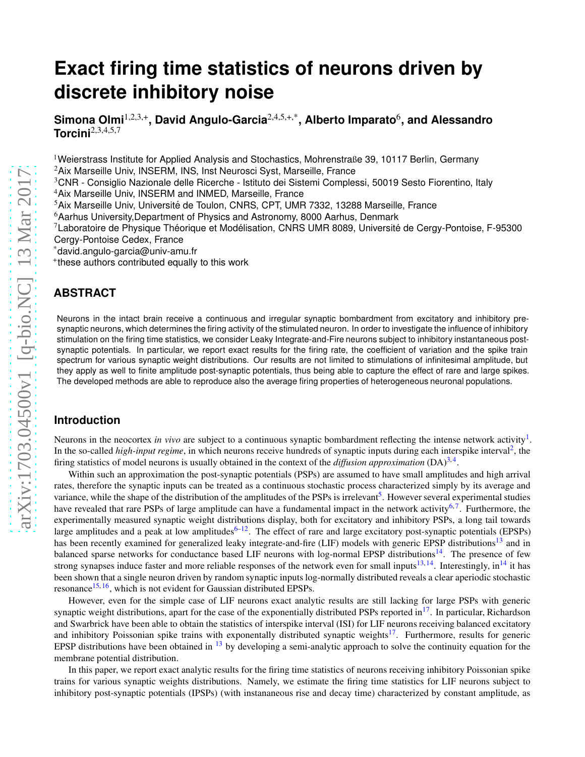# Exact firing time statistics of neurons driven by discrete inhibitory noise

**Simona Olmi[1,2,3,+], David Angulo-Garcia[2,4,5,+,*], Alberto Imparato[6], and Alessandro Torcini[2,3,4,5,7]**

[1]Weierstrass Institute for Applied Analysis and Stochastics, Mohrenstraße 39, 10117 Berlin, Germany
[2]Aix Marseille Univ, INSERM, INS, Inst Neurosci Syst, Marseille, France
[3]CNR - Consiglio Nazionale delle Ricerche - Istituto dei Sistemi Complessi, 50019 Sesto Fiorentino, Italy
[4]Aix Marseille Univ, INSERM and INMED, Marseille, France
[5]Aix Marseille Univ, Université de Toulon, CNRS, CPT, UMR 7332, 13288 Marseille, France
[6]Aarhus University,Department of Physics and Astronomy, 8000 Aarhus, Denmark
[7]Laboratoire de Physique Théorique et Modélisation, CNRS UMR 8089, Université de Cergy-Pontoise, F-95300 Cergy-Pontoise Cedex, France
[*]david.angulo-garcia@univ-amu.fr
[+]these authors contributed equally to this work

## ABSTRACT

Neurons in the intact brain receive a continuous and irregular synaptic bombardment from excitatory and inhibitory pre-synaptic neurons, which determines the firing activity of the stimulated neuron. In order to investigate the influence of inhibitory stimulation on the firing time statistics, we consider Leaky Integrate-and-Fire neurons subject to inhibitory instantaneous post-synaptic potentials. In particular, we report exact results for the firing rate, the coefficient of variation and the spike train spectrum for various synaptic weight distributions. Our results are not limited to stimulations of infinitesimal amplitude, but they apply as well to finite amplitude post-synaptic potentials, thus being able to capture the effect of rare and large spikes. The developed methods are able to reproduce also the average firing properties of heterogeneous neuronal populations.

## Introduction

Neurons in the neocortex *in vivo* are subject to a continuous synaptic bombardment reflecting the intense network activity[1]. In the so-called *high-input regime*, in which neurons receive hundreds of synaptic inputs during each interspike interval[2], the firing statistics of model neurons is usually obtained in the context of the *diffusion approximation* (DA)[3,4].

Within such an approximation the post-synaptic potentials (PSPs) are assumed to have small amplitudes and high arrival rates, therefore the synaptic inputs can be treated as a continuous stochastic process characterized simply by its average and variance, while the shape of the distribution of the amplitudes of the PSPs is irrelevant[5]. However several experimental studies have revealed that rare PSPs of large amplitude can have a fundamental impact in the network activity[6,7]. Furthermore, the experimentally measured synaptic weight distributions display, both for excitatory and inhibitory PSPs, a long tail towards large amplitudes and a peak at low amplitudes[6–12]. The effect of rare and large excitatory post-synaptic potentials (EPSPs) has been recently examined for generalized leaky integrate-and-fire (LIF) models with generic EPSP distributions[13] and in balanced sparse networks for conductance based LIF neurons with log-normal EPSP distributions[14]. The presence of few strong synapses induce faster and more reliable responses of the network even for small inputs[13,14]. Interestingly, in[14] it has been shown that a single neuron driven by random synaptic inputs log-normally distributed reveals a clear aperiodic stochastic resonance[15,16], which is not evident for Gaussian distributed EPSPs.

However, even for the simple case of LIF neurons exact analytic results are still lacking for large PSPs with generic synaptic weight distributions, apart for the case of the exponentially distributed PSPs reported in[17]. In particular, Richardson and Swarbrick have been able to obtain the statistics of interspike interval (ISI) for LIF neurons receiving balanced excitatory and inhibitory Poissonian spike trains with exponentally distributed synaptic weights[17]. Furthermore, results for generic EPSP distributions have been obtained in [13] by developing a semi-analytic approach to solve the continuity equation for the membrane potential distribution.

In this paper, we report exact analytic results for the firing time statistics of neurons receiving inhibitory Poissonian spike trains for various synaptic weights distributions. Namely, we estimate the firing time statistics for LIF neurons subject to inhibitory post-synaptic potentials (IPSPs) (with instananeous rise and decay time) characterized by constant amplitude, as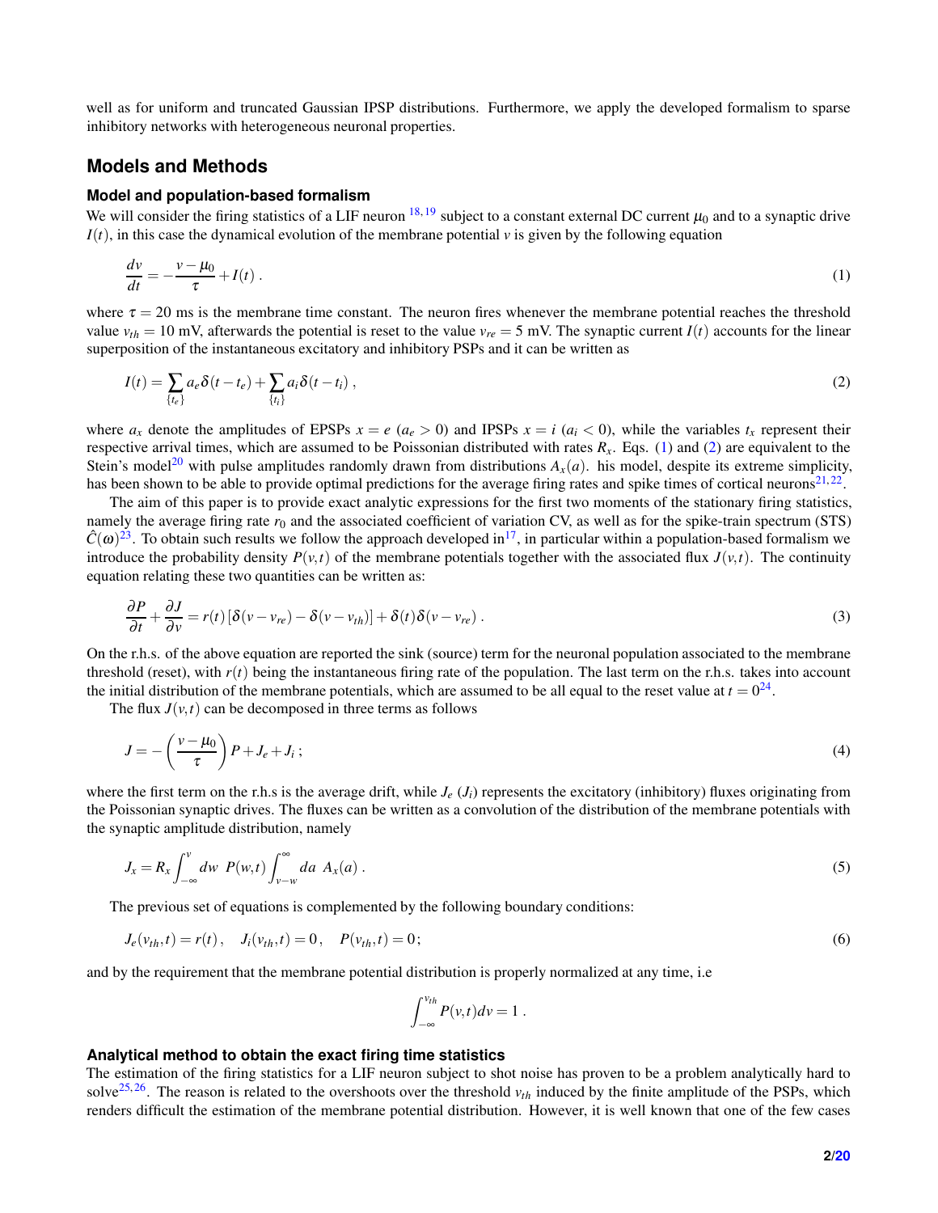well as for uniform and truncated Gaussian IPSP distributions. Furthermore, we apply the developed formalism to sparse inhibitory networks with heterogeneous neuronal properties.

## Models and Methods

### Model and population-based formalism

We will consider the firing statistics of a LIF neuron [18,19] subject to a constant external DC current $\mu_0$ and to a synaptic drive $I(t)$, in this case the dynamical evolution of the membrane potential $v$ is given by the following equation

$$\frac{dv}{dt} = -\frac{v-\mu_0}{\tau} + I(t) \; . \tag{1}$$

where $\tau = 20$ ms is the membrane time constant. The neuron fires whenever the membrane potential reaches the threshold value $v_{th} = 10$ mV, afterwards the potential is reset to the value $v_{re} = 5$ mV. The synaptic current $I(t)$ accounts for the linear superposition of the instantaneous excitatory and inhibitory PSPs and it can be written as

$$I(t) = \sum_{\{t_e\}} a_e \delta(t-t_e) + \sum_{\{t_i\}} a_i \delta(t-t_i) \; , \tag{2}$$

where $a_x$ denote the amplitudes of EPSPs $x = e$ ($a_e > 0$) and IPSPs $x = i$ ($a_i < 0$), while the variables $t_x$ represent their respective arrival times, which are assumed to be Poissonian distributed with rates $R_x$. Eqs. (1) and (2) are equivalent to the Stein's model[20] with pulse amplitudes randomly drawn from distributions $A_x(a)$. his model, despite its extreme simplicity, has been shown to be able to provide optimal predictions for the average firing rates and spike times of cortical neurons[21,22].

The aim of this paper is to provide exact analytic expressions for the first two moments of the stationary firing statistics, namely the average firing rate $r_0$ and the associated coefficient of variation CV, as well as for the spike-train spectrum (STS) $\hat{C}(\omega)$[23]. To obtain such results we follow the approach developed in[17], in particular within a population-based formalism we introduce the probability density $P(v,t)$ of the membrane potentials together with the associated flux $J(v,t)$. The continuity equation relating these two quantities can be written as:

$$\frac{\partial P}{\partial t} + \frac{\partial J}{\partial v} = r(t)\left[\delta(v-v_{re}) - \delta(v-v_{th})\right] + \delta(t)\delta(v-v_{re}) \; . \tag{3}$$

On the r.h.s. of the above equation are reported the sink (source) term for the neuronal population associated to the membrane threshold (reset), with $r(t)$ being the instantaneous firing rate of the population. The last term on the r.h.s. takes into account the initial distribution of the membrane potentials, which are assumed to be all equal to the reset value at $t = 0$[24].

The flux $J(v,t)$ can be decomposed in three terms as follows

$$J = -\left(\frac{v-\mu_0}{\tau}\right) P + J_e + J_i \; ; \tag{4}$$

where the first term on the r.h.s is the average drift, while $J_e$ ($J_i$) represents the excitatory (inhibitory) fluxes originating from the Poissonian synaptic drives. The fluxes can be written as a convolution of the distribution of the membrane potentials with the synaptic amplitude distribution, namely

$$J_x = R_x \int_{-\infty}^{v} dw \;\; P(w,t) \int_{v-w}^{\infty} da \;\; A_x(a) \; . \tag{5}$$

The previous set of equations is complemented by the following boundary conditions:

$$J_e(v_{th},t) = r(t) \, , \quad J_i(v_{th},t) = 0 \, , \quad P(v_{th},t) = 0 \, ; \tag{6}$$

and by the requirement that the membrane potential distribution is properly normalized at any time, i.e

$$\int_{-\infty}^{v_{th}} P(v,t) dv = 1 \; .$$

### Analytical method to obtain the exact firing time statistics

The estimation of the firing statistics for a LIF neuron subject to shot noise has proven to be a problem analytically hard to solve[25,26]. The reason is related to the overshoots over the threshold $v_{th}$ induced by the finite amplitude of the PSPs, which renders difficult the estimation of the membrane potential distribution. However, it is well known that one of the few cases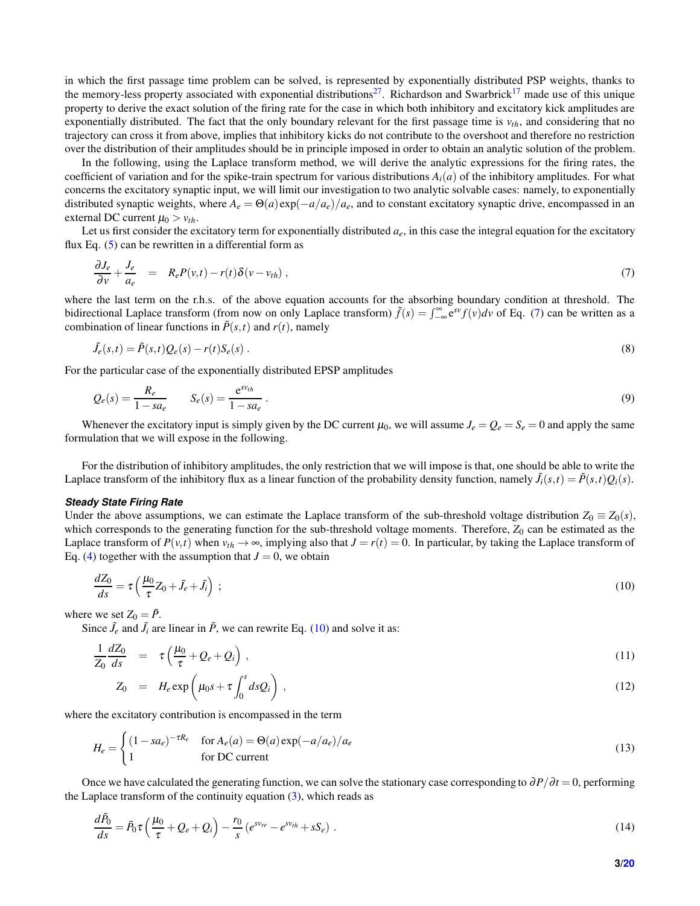in which the first passage time problem can be solved, is represented by exponentially distributed PSP weights, thanks to the memory-less property associated with exponential distributions[27]. Richardson and Swarbrick[17] made use of this unique property to derive the exact solution of the firing rate for the case in which both inhibitory and excitatory kick amplitudes are exponentially distributed. The fact that the only boundary relevant for the first passage time is $v_{th}$, and considering that no trajectory can cross it from above, implies that inhibitory kicks do not contribute to the overshoot and therefore no restriction over the distribution of their amplitudes should be in principle imposed in order to obtain an analytic solution of the problem.

In the following, using the Laplace transform method, we will derive the analytic expressions for the firing rates, the coefficient of variation and for the spike-train spectrum for various distributions $A_i(a)$ of the inhibitory amplitudes. For what concerns the excitatory synaptic input, we will limit our investigation to two analytic solvable cases: namely, to exponentially distributed synaptic weights, where $A_e = \Theta(a)\exp(-a/a_e)/a_e$, and to constant excitatory synaptic drive, encompassed in an external DC current $\mu_0 > v_{th}$.

Let us first consider the excitatory term for exponentially distributed $a_e$, in this case the integral equation for the excitatory flux Eq. (5) can be rewritten in a differential form as

$$\frac{\partial J_e}{\partial v} + \frac{J_e}{a_e} \quad = \quad R_e P(v,t) - r(t)\delta(v - v_{th}) \; , \tag{7}$$

where the last term on the r.h.s. of the above equation accounts for the absorbing boundary condition at threshold. The bidirectional Laplace transform (from now on only Laplace transform) $\tilde{f}(s) = \int_{-\infty}^{\infty} e^{sv} f(v) dv$ of Eq. (7) can be written as a combination of linear functions in $\tilde{P}(s,t)$ and $r(t)$, namely

$$\tilde{J}_e(s,t) = \tilde{P}(s,t) Q_e(s) - r(t) S_e(s) \; . \tag{8}$$

For the particular case of the exponentially distributed EPSP amplitudes

$$Q_e(s) = \frac{R_e}{1 - s a_e} \qquad S_e(s) = \frac{e^{s v_{th}}}{1 - s a_e} \; . \tag{9}$$

Whenever the excitatory input is simply given by the DC current $\mu_0$, we will assume $J_e = Q_e = S_e = 0$ and apply the same formulation that we will expose in the following.

For the distribution of inhibitory amplitudes, the only restriction that we will impose is that, one should be able to write the Laplace transform of the inhibitory flux as a linear function of the probability density function, namely $\tilde{J}_i(s,t) = \tilde{P}(s,t) Q_i(s)$.

### *Steady State Firing Rate*

Under the above assumptions, we can estimate the Laplace transform of the sub-threshold voltage distribution $Z_0 \equiv Z_0(s)$, which corresponds to the generating function for the sub-threshold voltage moments. Therefore, $Z_0$ can be estimated as the Laplace transform of $P(v,t)$ when $v_{th} \to \infty$, implying also that $J = r(t) = 0$. In particular, by taking the Laplace transform of Eq. (4) together with the assumption that $J = 0$, we obtain

$$\frac{dZ_0}{ds} = \tau \left( \frac{\mu_0}{\tau} Z_0 + \tilde{J}_e + \tilde{J}_i \right) \; ; \tag{10}$$

where we set $Z_0 = \tilde{P}$.

Since $\tilde{J}_e$ and $\tilde{J}_i$ are linear in $\tilde{P}$, we can rewrite Eq. (10) and solve it as:

$$\frac{1}{Z_0}\frac{dZ_0}{ds} \quad = \quad \tau \left( \frac{\mu_0}{\tau} + Q_e + Q_i \right) \; , \tag{11}$$

$$Z_0 \quad = \quad H_e \exp\left( \mu_0 s + \tau \int_0^s ds Q_i \right) \; , \tag{12}$$

where the excitatory contribution is encompassed in the term

$$H_e = \begin{cases} (1 - s a_e)^{-\tau R_e} & \text{for } A_e(a) = \Theta(a)\exp(-a/a_e)/a_e \\ 1 & \text{for DC current} \end{cases} \tag{13}$$

Once we have calculated the generating function, we can solve the stationary case corresponding to $\partial P/\partial t = 0$, performing the Laplace transform of the continuity equation (3), which reads as

$$\frac{d\tilde{P}_0}{ds} = \tilde{P}_0 \tau \left( \frac{\mu_0}{\tau} + Q_e + Q_i \right) - \frac{r_0}{s} \left( e^{s v_{re}} - e^{s v_{th}} + s S_e \right) \; . \tag{14}$$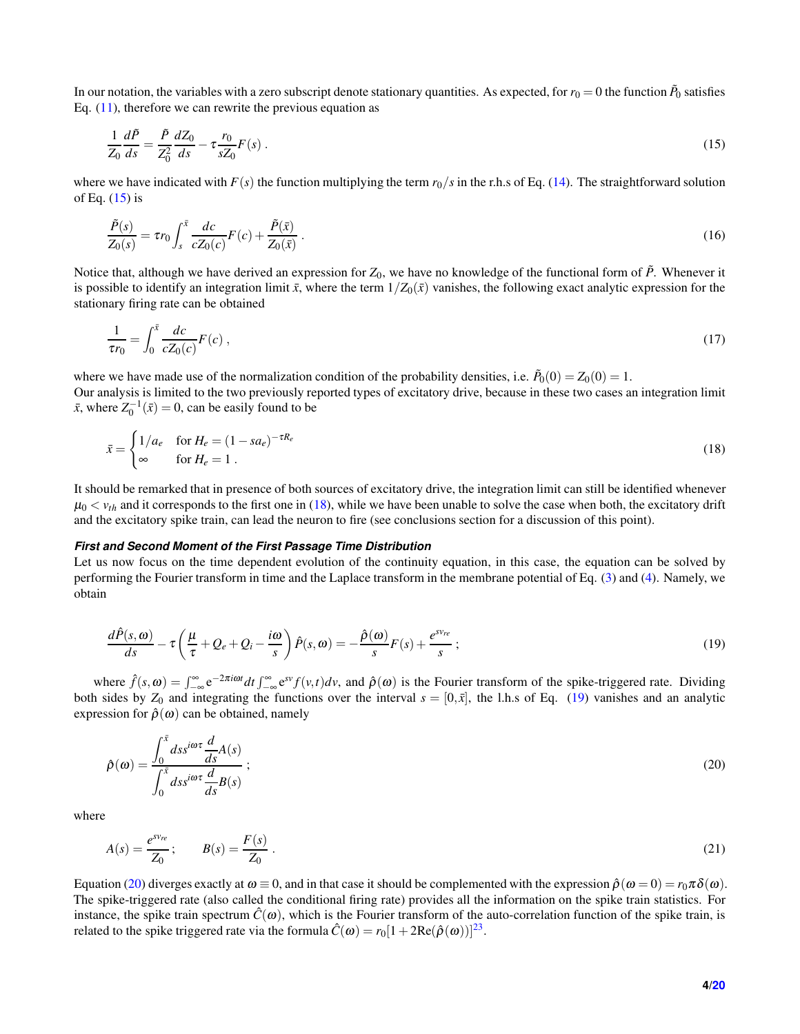In our notation, the variables with a zero subscript denote stationary quantities. As expected, for $r_0 = 0$ the function $\tilde{P}_0$ satisfies Eq. (11), therefore we can rewrite the previous equation as

$$\frac{1}{Z_0}\frac{d\tilde{P}}{ds} = \frac{\tilde{P}}{Z_0^2}\frac{dZ_0}{ds} - \tau\frac{r_0}{sZ_0}F(s)\;. \tag{15}$$

where we have indicated with $F(s)$ the function multiplying the term $r_0/s$ in the r.h.s of Eq. (14). The straightforward solution of Eq. (15) is

$$\frac{\tilde{P}(s)}{Z_0(s)} = \tau r_0 \int_s^{\bar{x}} \frac{dc}{cZ_0(c)}F(c) + \frac{\tilde{P}(\bar{x})}{Z_0(\bar{x})}\;. \tag{16}$$

Notice that, although we have derived an expression for $Z_0$, we have no knowledge of the functional form of $\tilde{P}$. Whenever it is possible to identify an integration limit $\bar{x}$, where the term $1/Z_0(\bar{x})$ vanishes, the following exact analytic expression for the stationary firing rate can be obtained

$$\frac{1}{\tau r_0} = \int_0^{\bar{x}} \frac{dc}{cZ_0(c)}F(c)\;, \tag{17}$$

where we have made use of the normalization condition of the probability densities, i.e. $\tilde{P}_0(0) = Z_0(0) = 1$.
Our analysis is limited to the two previously reported types of excitatory drive, because in these two cases an integration limit $\bar{x}$, where $Z_0^{-1}(\bar{x}) = 0$, can be easily found to be

$$\bar{x} = \begin{cases} 1/a_e & \text{for } H_e = (1 - sa_e)^{-\tau R_e} \\ \infty & \text{for } H_e = 1\;. \end{cases} \tag{18}$$

It should be remarked that in presence of both sources of excitatory drive, the integration limit can still be identified whenever $\mu_0 < v_{th}$ and it corresponds to the first one in (18), while we have been unable to solve the case when both, the excitatory drift and the excitatory spike train, can lead the neuron to fire (see conclusions section for a discussion of this point).

### *First and Second Moment of the First Passage Time Distribution*

Let us now focus on the time dependent evolution of the continuity equation, in this case, the equation can be solved by performing the Fourier transform in time and the Laplace transform in the membrane potential of Eq. (3) and (4). Namely, we obtain

$$\frac{d\hat{P}(s,\omega)}{ds} - \tau\left(\frac{\mu}{\tau} + Q_e + Q_i - \frac{i\omega}{s}\right)\hat{P}(s,\omega) = -\frac{\hat{\rho}(\omega)}{s}F(s) + \frac{e^{sv_{re}}}{s}\;; \tag{19}$$

where $\hat{f}(s,\omega) = \int_{-\infty}^{\infty} \mathrm{e}^{-2\pi i\omega t}dt \int_{-\infty}^{\infty} \mathrm{e}^{sv} f(v,t)dv$, and $\hat{\rho}(\omega)$ is the Fourier transform of the spike-triggered rate. Dividing both sides by $Z_0$ and integrating the functions over the interval $s = [0,\bar{x}]$, the l.h.s of Eq. (19) vanishes and an analytic expression for $\hat{\rho}(\omega)$ can be obtained, namely

$$\hat{\rho}(\omega) = \frac{\displaystyle\int_0^{\bar{x}} ds s^{i\omega\tau}\frac{d}{ds}A(s)}{\displaystyle\int_0^{\bar{x}} ds s^{i\omega\tau}\frac{d}{ds}B(s)}\;; \tag{20}$$

where

$$A(s) = \frac{e^{sv_{re}}}{Z_0}\;; \qquad B(s) = \frac{F(s)}{Z_0}\;. \tag{21}$$

Equation (20) diverges exactly at $\omega \equiv 0$, and in that case it should be complemented with the expression $\hat{\rho}(\omega = 0) = r_0\pi\delta(\omega)$. The spike-triggered rate (also called the conditional firing rate) provides all the information on the spike train statistics. For instance, the spike train spectrum $\hat{C}(\omega)$, which is the Fourier transform of the auto-correlation function of the spike train, is related to the spike triggered rate via the formula $\hat{C}(\omega) = r_0[1 + 2\mathrm{Re}(\hat{\rho}(\omega))]$[23].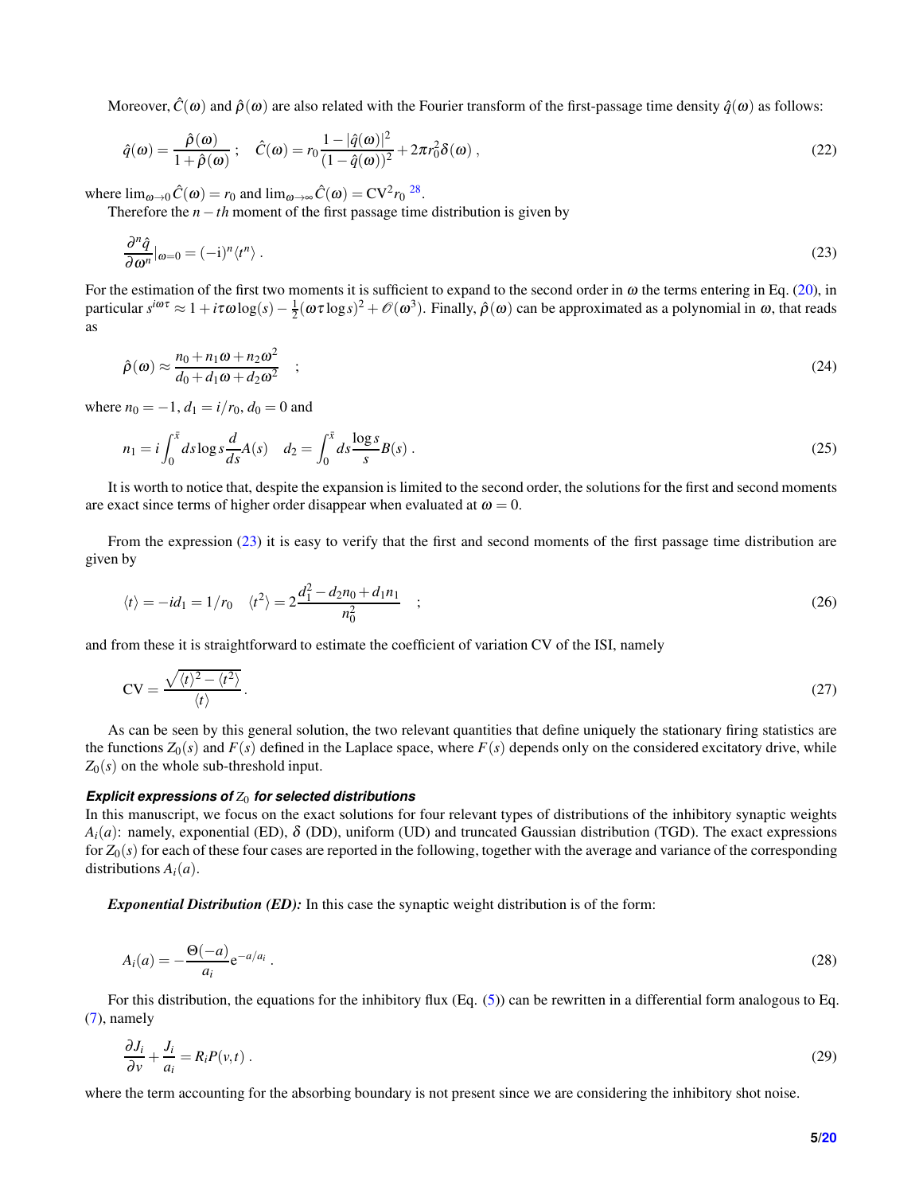Moreover, $\hat{C}(\omega)$ and $\hat{\rho}(\omega)$ are also related with the Fourier transform of the first-passage time density $\hat{q}(\omega)$ as follows:

$$\hat{q}(\omega) = \frac{\hat{\rho}(\omega)}{1+\hat{\rho}(\omega)} \; ; \quad \hat{C}(\omega) = r_0 \frac{1-|\hat{q}(\omega)|^2}{(1-\hat{q}(\omega))^2} + 2\pi r_0^2 \delta(\omega) \; , \tag{22}$$

where $\lim_{\omega\to 0}\hat{C}(\omega) = r_0$ and $\lim_{\omega\to\infty}\hat{C}(\omega) = \mathrm{CV}^2 r_0$ [28].

Therefore the $n-th$ moment of the first passage time distribution is given by

$$\frac{\partial^n \hat{q}}{\partial \omega^n}|_{\omega=0} = (-\mathrm{i})^n \langle t^n \rangle \; . \tag{23}$$

For the estimation of the first two moments it is sufficient to expand to the second order in $\omega$ the terms entering in Eq. (20), in particular $s^{i\omega\tau} \approx 1 + i\tau\omega\log(s) - \frac{1}{2}(\omega\tau\log s)^2 + \mathscr{O}(\omega^3)$. Finally, $\hat{\rho}(\omega)$ can be approximated as a polynomial in $\omega$, that reads as

$$\hat{\rho}(\omega) \approx \frac{n_0 + n_1\omega + n_2\omega^2}{d_0 + d_1\omega + d_2\omega^2} \quad ; \tag{24}$$

where $n_0 = -1$, $d_1 = i/r_0$, $d_0 = 0$ and

$$n_1 = i\int_0^{\bar{x}} ds \log s \frac{d}{ds}A(s) \quad d_2 = \int_0^{\bar{x}} ds \frac{\log s}{s} B(s) \; . \tag{25}$$

It is worth to notice that, despite the expansion is limited to the second order, the solutions for the first and second moments are exact since terms of higher order disappear when evaluated at $\omega = 0$.

From the expression (23) it is easy to verify that the first and second moments of the first passage time distribution are given by

$$\langle t \rangle = -id_1 = 1/r_0 \quad \langle t^2 \rangle = 2\frac{d_1^2 - d_2 n_0 + d_1 n_1}{n_0^2} \quad ; \tag{26}$$

and from these it is straightforward to estimate the coefficient of variation CV of the ISI, namely

$$\mathrm{CV} = \frac{\sqrt{\langle t \rangle^2 - \langle t^2 \rangle}}{\langle t \rangle} . \tag{27}$$

As can be seen by this general solution, the two relevant quantities that define uniquely the stationary firing statistics are the functions $Z_0(s)$ and $F(s)$ defined in the Laplace space, where $F(s)$ depends only on the considered excitatory drive, while $Z_0(s)$ on the whole sub-threshold input.

### *Explicit expressions of $Z_0$ for selected distributions*

In this manuscript, we focus on the exact solutions for four relevant types of distributions of the inhibitory synaptic weights $A_i(a)$: namely, exponential (ED), $\delta$ (DD), uniform (UD) and truncated Gaussian distribution (TGD). The exact expressions for $Z_0(s)$ for each of these four cases are reported in the following, together with the average and variance of the corresponding distributions $A_i(a)$.

***Exponential Distribution (ED):*** In this case the synaptic weight distribution is of the form:

$$A_i(a) = -\frac{\Theta(-a)}{a_i} \mathrm{e}^{-a/a_i} \; . \tag{28}$$

For this distribution, the equations for the inhibitory flux (Eq. (5)) can be rewritten in a differential form analogous to Eq. (7), namely

$$\frac{\partial J_i}{\partial v} + \frac{J_i}{a_i} = R_i P(v,t) \; . \tag{29}$$

where the term accounting for the absorbing boundary is not present since we are considering the inhibitory shot noise.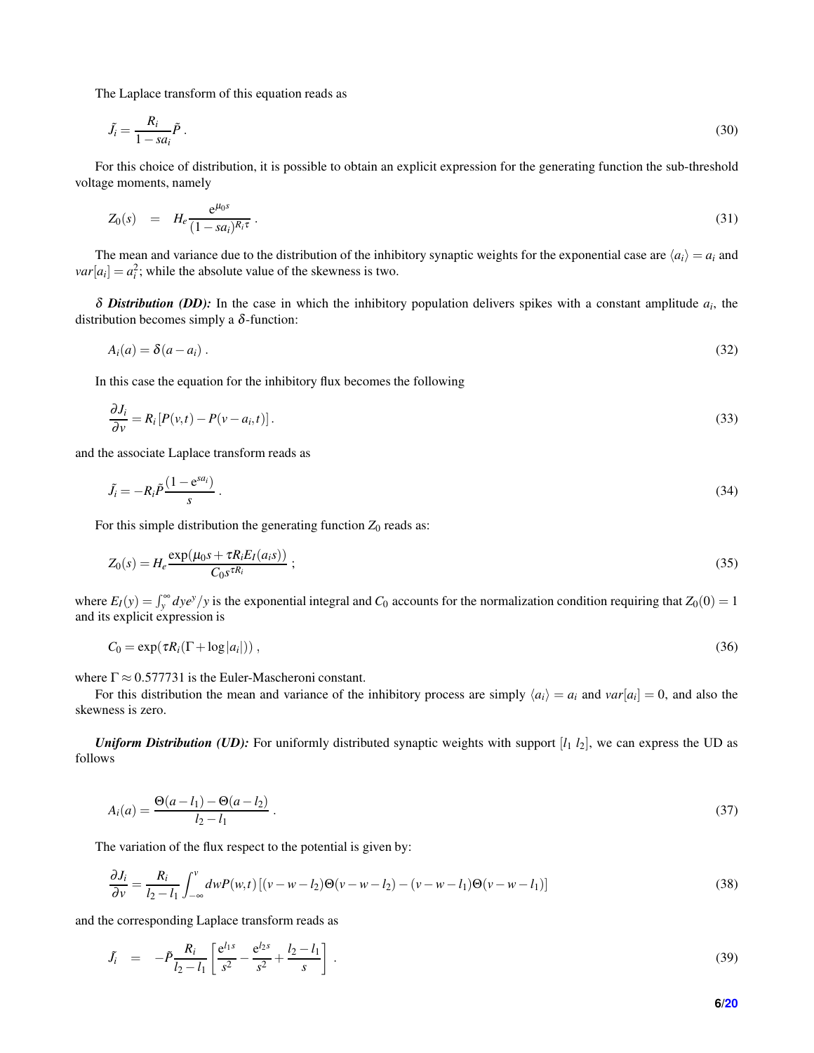The Laplace transform of this equation reads as

$$\tilde{J}_i = \frac{R_i}{1 - sa_i}\tilde{P} \, . \tag{30}$$

For this choice of distribution, it is possible to obtain an explicit expression for the generating function the sub-threshold voltage moments, namely

$$Z_0(s) \quad = \quad H_e \frac{\mathrm{e}^{\mu_0 s}}{(1 - sa_i)^{R_i \tau}} \, . \tag{31}$$

The mean and variance due to the distribution of the inhibitory synaptic weights for the exponential case are $\langle a_i \rangle = a_i$ and $var[a_i] = a_i^2$; while the absolute value of the skewness is two.

***$\delta$ Distribution (DD):*** In the case in which the inhibitory population delivers spikes with a constant amplitude $a_i$, the distribution becomes simply a $\delta$-function:

$$A_i(a) = \delta(a - a_i) \, . \tag{32}$$

In this case the equation for the inhibitory flux becomes the following

$$\frac{\partial J_i}{\partial v} = R_i \left[ P(v,t) - P(v - a_i, t) \right] . \tag{33}$$

and the associate Laplace transform reads as

$$\tilde{J}_i = -R_i \tilde{P} \frac{(1 - \mathrm{e}^{sa_i})}{s} \, . \tag{34}$$

For this simple distribution the generating function $Z_0$ reads as:

$$Z_0(s) = H_e \frac{\exp(\mu_0 s + \tau R_i E_I(a_i s))}{C_0 s^{\tau R_i}} \, ; \tag{35}$$

where $E_I(y) = \int_y^\infty dy \mathrm{e}^y / y$ is the exponential integral and $C_0$ accounts for the normalization condition requiring that $Z_0(0) = 1$ and its explicit expression is

$$C_0 = \exp(\tau R_i (\Gamma + \log |a_i|)) \, , \tag{36}$$

where $\Gamma \approx 0.577731$ is the Euler-Mascheroni constant.

For this distribution the mean and variance of the inhibitory process are simply $\langle a_i \rangle = a_i$ and $var[a_i] = 0$, and also the skewness is zero.

***Uniform Distribution (UD):*** For uniformly distributed synaptic weights with support $[l_1 \; l_2]$, we can express the UD as follows

$$A_i(a) = \frac{\Theta(a - l_1) - \Theta(a - l_2)}{l_2 - l_1} \, . \tag{37}$$

The variation of the flux respect to the potential is given by:

$$\frac{\partial J_i}{\partial v} = \frac{R_i}{l_2 - l_1} \int_{-\infty}^{v} dw P(w,t) \left[ (v - w - l_2)\Theta(v - w - l_2) - (v - w - l_1)\Theta(v - w - l_1) \right] \tag{38}$$

and the corresponding Laplace transform reads as

$$\tilde{J}_i \quad = \quad -\tilde{P} \frac{R_i}{l_2 - l_1} \left[ \frac{\mathrm{e}^{l_1 s}}{s^2} - \frac{\mathrm{e}^{l_2 s}}{s^2} + \frac{l_2 - l_1}{s} \right] \, . \tag{39}$$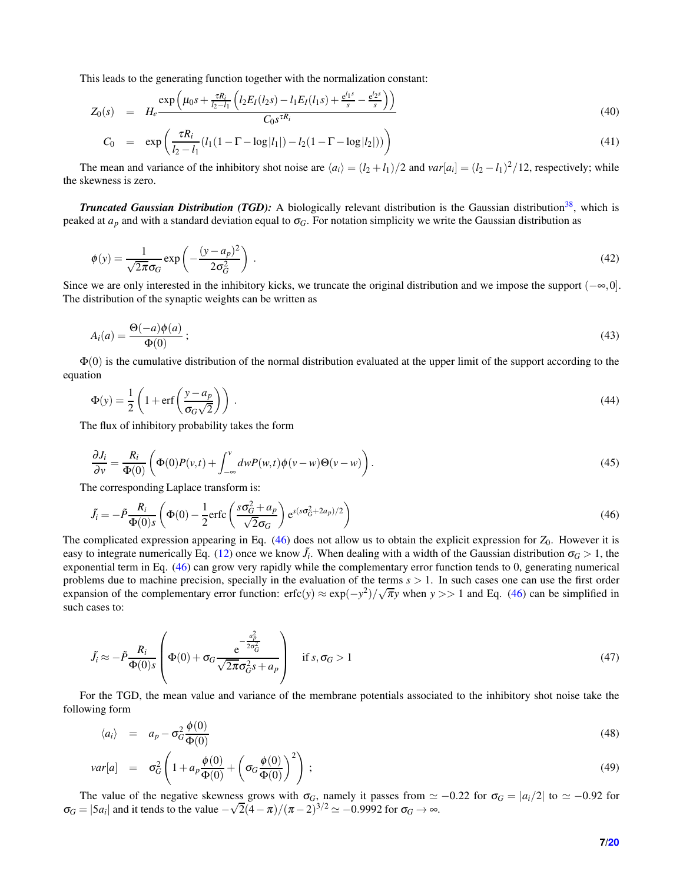This leads to the generating function together with the normalization constant:

$$Z_0(s) = H_e \frac{\exp\left(\mu_0 s + \frac{\tau R_i}{l_2 - l_1}\left(l_2 E_I(l_2 s) - l_1 E_I(l_1 s) + \frac{e^{l_1 s}}{s} - \frac{e^{l_2 s}}{s}\right)\right)}{C_0 s^{\tau R_i}} \tag{40}$$

$$C_0 = \exp\left(\frac{\tau R_i}{l_2 - l_1}(l_1(1 - \Gamma - \log|l_1|) - l_2(1 - \Gamma - \log|l_2|))\right) \tag{41}$$

The mean and variance of the inhibitory shot noise are $\langle a_i \rangle = (l_2 + l_1)/2$ and $var[a_i] = (l_2 - l_1)^2/12$, respectively; while the skewness is zero.

***Truncated Gaussian Distribution (TGD):*** A biologically relevant distribution is the Gaussian distribution[38], which is peaked at $a_p$ and with a standard deviation equal to $\sigma_G$. For notation simplicity we write the Gaussian distribution as

$$\phi(y) = \frac{1}{\sqrt{2\pi}\sigma_G} \exp\left(-\frac{(y - a_p)^2}{2\sigma_G^2}\right) . \tag{42}$$

Since we are only interested in the inhibitory kicks, we truncate the original distribution and we impose the support $(-\infty, 0]$. The distribution of the synaptic weights can be written as

$$A_i(a) = \frac{\Theta(-a)\phi(a)}{\Phi(0)} ; \tag{43}$$

$\Phi(0)$ is the cumulative distribution of the normal distribution evaluated at the upper limit of the support according to the equation

$$\Phi(y) = \frac{1}{2}\left(1 + \mathrm{erf}\left(\frac{y - a_p}{\sigma_G\sqrt{2}}\right)\right) . \tag{44}$$

The flux of inhibitory probability takes the form

$$\frac{\partial J_i}{\partial v} = \frac{R_i}{\Phi(0)}\left(\Phi(0)P(v,t) + \int_{-\infty}^{v} dw P(w,t)\phi(v - w)\Theta(v - w)\right) . \tag{45}$$

The corresponding Laplace transform is:

$$\tilde{J}_i = -\tilde{P}\frac{R_i}{\Phi(0)s}\left(\Phi(0) - \frac{1}{2}\mathrm{erfc}\left(\frac{s\sigma_G^2 + a_p}{\sqrt{2}\sigma_G}\right) e^{s(s\sigma_G^2 + 2a_p)/2}\right) \tag{46}$$

The complicated expression appearing in Eq. (46) does not allow us to obtain the explicit expression for $Z_0$. However it is easy to integrate numerically Eq. (12) once we know $\tilde{J}_i$. When dealing with a width of the Gaussian distribution $\sigma_G > 1$, the exponential term in Eq. (46) can grow very rapidly while the complementary error function tends to 0, generating numerical problems due to machine precision, specially in the evaluation of the terms $s > 1$. In such cases one can use the first order expansion of the complementary error function: $\mathrm{erfc}(y) \approx \exp(-y^2)/\sqrt{\pi}y$ when $y >> 1$ and Eq. (46) can be simplified in such cases to:

$$\tilde{J}_i \approx -\tilde{P}\frac{R_i}{\Phi(0)s}\left(\Phi(0) + \sigma_G \frac{e^{-\frac{a_p^2}{2\sigma_G^2}}}{\sqrt{2\pi}\sigma_G^2 s + a_p}\right) \quad \text{if } s, \sigma_G > 1 \tag{47}$$

For the TGD, the mean value and variance of the membrane potentials associated to the inhibitory shot noise take the following form

$$\langle a_i \rangle = a_p - \sigma_G^2 \frac{\phi(0)}{\Phi(0)} \tag{48}$$

$$var[a] = \sigma_G^2\left(1 + a_p\frac{\phi(0)}{\Phi(0)} + \left(\sigma_G\frac{\phi(0)}{\Phi(0)}\right)^2\right) ; \tag{49}$$

The value of the negative skewness grows with $\sigma_G$, namely it passes from $\simeq -0.22$ for $\sigma_G = |a_i/2|$ to $\simeq -0.92$ for $\sigma_G = |5a_i|$ and it tends to the value $-\sqrt{2}(4 - \pi)/(\pi - 2)^{3/2} \simeq -0.9992$ for $\sigma_G \to \infty$.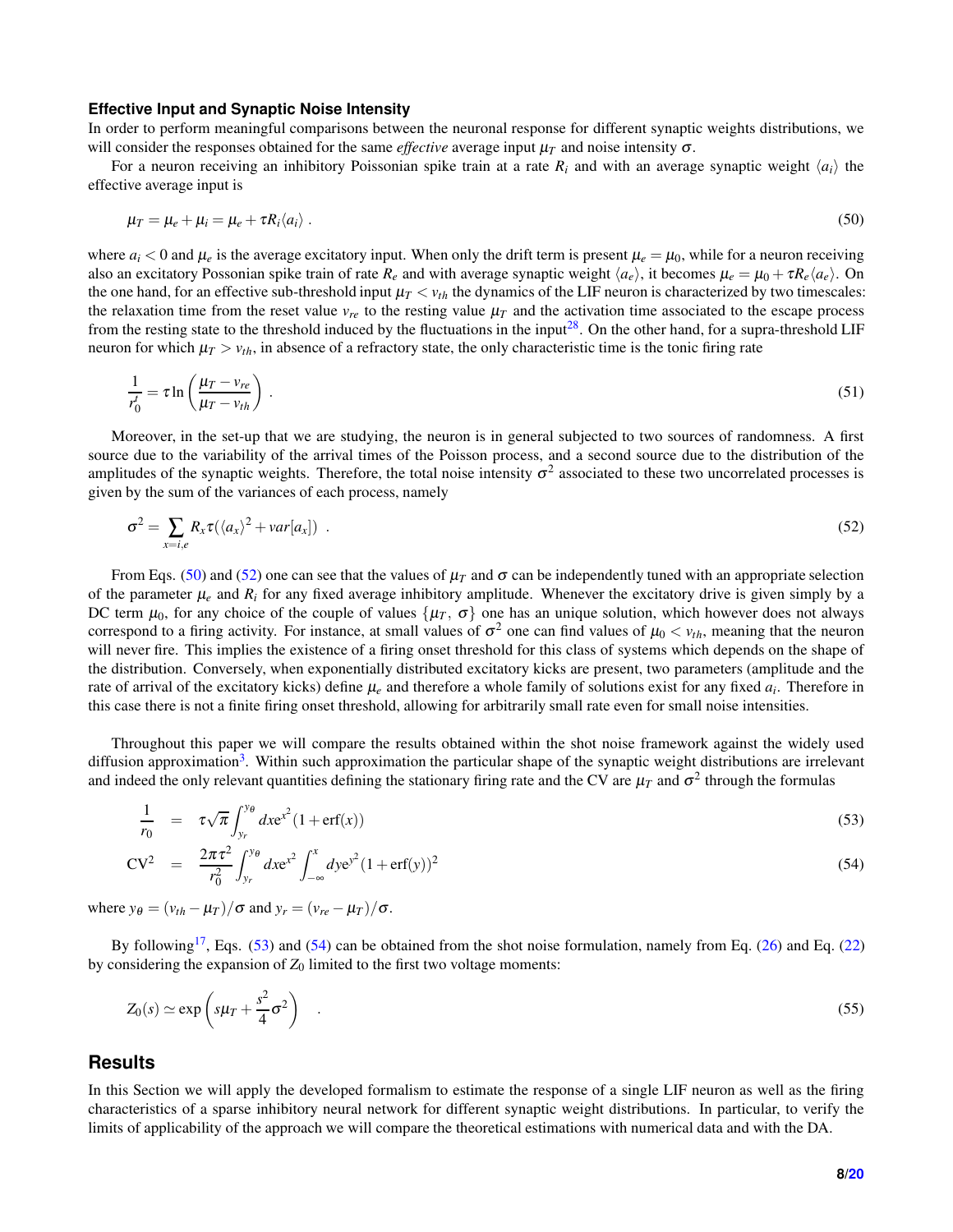### Effective Input and Synaptic Noise Intensity

In order to perform meaningful comparisons between the neuronal response for different synaptic weights distributions, we will consider the responses obtained for the same *effective* average input $\mu_T$ and noise intensity $\sigma$.

For a neuron receiving an inhibitory Poissonian spike train at a rate $R_i$ and with an average synaptic weight $\langle a_i \rangle$ the effective average input is

$$\mu_T = \mu_e + \mu_i = \mu_e + \tau R_i \langle a_i \rangle \ . \tag{50}$$

where $a_i < 0$ and $\mu_e$ is the average excitatory input. When only the drift term is present $\mu_e = \mu_0$, while for a neuron receiving also an excitatory Possonian spike train of rate $R_e$ and with average synaptic weight $\langle a_e \rangle$, it becomes $\mu_e = \mu_0 + \tau R_e \langle a_e \rangle$. On the one hand, for an effective sub-threshold input $\mu_T < v_{th}$ the dynamics of the LIF neuron is characterized by two timescales: the relaxation time from the reset value $v_{re}$ to the resting value $\mu_T$ and the activation time associated to the escape process from the resting state to the threshold induced by the fluctuations in the input[28]. On the other hand, for a supra-threshold LIF neuron for which $\mu_T > v_{th}$, in absence of a refractory state, the only characteristic time is the tonic firing rate

$$\frac{1}{r_0^t} = \tau \ln\left(\frac{\mu_T - v_{re}}{\mu_T - v_{th}}\right) \ . \tag{51}$$

Moreover, in the set-up that we are studying, the neuron is in general subjected to two sources of randomness. A first source due to the variability of the arrival times of the Poisson process, and a second source due to the distribution of the amplitudes of the synaptic weights. Therefore, the total noise intensity $\sigma^2$ associated to these two uncorrelated processes is given by the sum of the variances of each process, namely

$$\sigma^2 = \sum_{x=i,e} R_x \tau (\langle a_x \rangle^2 + var[a_x]) \ . \tag{52}$$

From Eqs. (50) and (52) one can see that the values of $\mu_T$ and $\sigma$ can be independently tuned with an appropriate selection of the parameter $\mu_e$ and $R_i$ for any fixed average inhibitory amplitude. Whenever the excitatory drive is given simply by a DC term $\mu_0$, for any choice of the couple of values $\{\mu_T, \ \sigma\}$ one has an unique solution, which however does not always correspond to a firing activity. For instance, at small values of $\sigma^2$ one can find values of $\mu_0 < v_{th}$, meaning that the neuron will never fire. This implies the existence of a firing onset threshold for this class of systems which depends on the shape of the distribution. Conversely, when exponentially distributed excitatory kicks are present, two parameters (amplitude and the rate of arrival of the excitatory kicks) define $\mu_e$ and therefore a whole family of solutions exist for any fixed $a_i$. Therefore in this case there is not a finite firing onset threshold, allowing for arbitrarily small rate even for small noise intensities.

Throughout this paper we will compare the results obtained within the shot noise framework against the widely used diffusion approximation[3]. Within such approximation the particular shape of the synaptic weight distributions are irrelevant and indeed the only relevant quantities defining the stationary firing rate and the CV are $\mu_T$ and $\sigma^2$ through the formulas

$$\frac{1}{r_0} = \tau\sqrt{\pi} \int_{y_r}^{y_\theta} dx e^{x^2} (1 + \mathrm{erf}(x)) \tag{53}$$

$$\mathrm{CV}^2 = \frac{2\pi\tau^2}{r_0^2} \int_{y_r}^{y_\theta} dx e^{x^2} \int_{-\infty}^{x} dy e^{y^2} (1 + \mathrm{erf}(y))^2 \tag{54}$$

where $y_\theta = (v_{th} - \mu_T)/\sigma$ and $y_r = (v_{re} - \mu_T)/\sigma$.

By following[17], Eqs. (53) and (54) can be obtained from the shot noise formulation, namely from Eq. (26) and Eq. (22) by considering the expansion of $Z_0$ limited to the first two voltage moments:

$$Z_0(s) \simeq \exp\left(s\mu_T + \frac{s^2}{4}\sigma^2\right) \quad . \tag{55}$$

## Results

In this Section we will apply the developed formalism to estimate the response of a single LIF neuron as well as the firing characteristics of a sparse inhibitory neural network for different synaptic weight distributions. In particular, to verify the limits of applicability of the approach we will compare the theoretical estimations with numerical data and with the DA.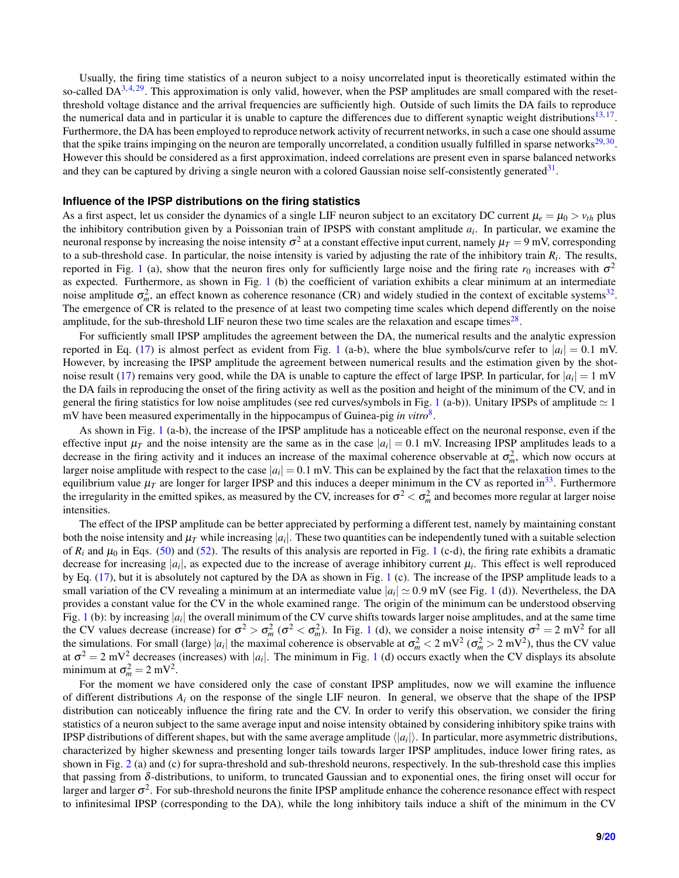Usually, the firing time statistics of a neuron subject to a noisy uncorrelated input is theoretically estimated within the so-called DA[3,4,29]. This approximation is only valid, however, when the PSP amplitudes are small compared with the reset-threshold voltage distance and the arrival frequencies are sufficiently high. Outside of such limits the DA fails to reproduce the numerical data and in particular it is unable to capture the differences due to different synaptic weight distributions[13,17]. Furthermore, the DA has been employed to reproduce network activity of recurrent networks, in such a case one should assume that the spike trains impinging on the neuron are temporally uncorrelated, a condition usually fulfilled in sparse networks[29,30]. However this should be considered as a first approximation, indeed correlations are present even in sparse balanced networks and they can be captured by driving a single neuron with a colored Gaussian noise self-consistently generated[31].

## Influence of the IPSP distributions on the firing statistics

As a first aspect, let us consider the dynamics of a single LIF neuron subject to an excitatory DC current $\mu_e = \mu_0 > v_{th}$ plus the inhibitory contribution given by a Poissonian train of IPSPS with constant amplitude $a_i$. In particular, we examine the neuronal response by increasing the noise intensity $\sigma^2$ at a constant effective input current, namely $\mu_T = 9$ mV, corresponding to a sub-threshold case. In particular, the noise intensity is varied by adjusting the rate of the inhibitory train $R_i$. The results, reported in Fig. 1 (a), show that the neuron fires only for sufficiently large noise and the firing rate $r_0$ increases with $\sigma^2$ as expected. Furthermore, as shown in Fig. 1 (b) the coefficient of variation exhibits a clear minimum at an intermediate noise amplitude $\sigma_m^2$, an effect known as coherence resonance (CR) and widely studied in the context of excitable systems[32]. The emergence of CR is related to the presence of at least two competing time scales which depend differently on the noise amplitude, for the sub-threshold LIF neuron these two time scales are the relaxation and escape times[28].

For sufficiently small IPSP amplitudes the agreement between the DA, the numerical results and the analytic expression reported in Eq. (17) is almost perfect as evident from Fig. 1 (a-b), where the blue symbols/curve refer to $|a_i| = 0.1$ mV. However, by increasing the IPSP amplitude the agreement between numerical results and the estimation given by the shot-noise result (17) remains very good, while the DA is unable to capture the effect of large IPSP. In particular, for $|a_i| = 1$ mV the DA fails in reproducing the onset of the firing activity as well as the position and height of the minimum of the CV, and in general the firing statistics for low noise amplitudes (see red curves/symbols in Fig. 1 (a-b)). Unitary IPSPs of amplitude $\simeq 1$ mV have been measured experimentally in the hippocampus of Guinea-pig *in vitro*[8].

As shown in Fig. 1 (a-b), the increase of the IPSP amplitude has a noticeable effect on the neuronal response, even if the effective input $\mu_T$ and the noise intensity are the same as in the case $|a_i| = 0.1$ mV. Increasing IPSP amplitudes leads to a decrease in the firing activity and it induces an increase of the maximal coherence observable at $\sigma_m^2$, which now occurs at larger noise amplitude with respect to the case $|a_i| = 0.1$ mV. This can be explained by the fact that the relaxation times to the equilibrium value $\mu_T$ are longer for larger IPSP and this induces a deeper minimum in the CV as reported in[33]. Furthermore the irregularity in the emitted spikes, as measured by the CV, increases for $\sigma^2 < \sigma_m^2$ and becomes more regular at larger noise intensities.

The effect of the IPSP amplitude can be better appreciated by performing a different test, namely by maintaining constant both the noise intensity and $\mu_T$ while increasing $|a_i|$. These two quantities can be independently tuned with a suitable selection of $R_i$ and $\mu_0$ in Eqs. (50) and (52). The results of this analysis are reported in Fig. 1 (c-d), the firing rate exhibits a dramatic decrease for increasing $|a_i|$, as expected due to the increase of average inhibitory current $\mu_i$. This effect is well reproduced by Eq. (17), but it is absolutely not captured by the DA as shown in Fig. 1 (c). The increase of the IPSP amplitude leads to a small variation of the CV revealing a minimum at an intermediate value $|a_i| \simeq 0.9$ mV (see Fig. 1 (d)). Nevertheless, the DA provides a constant value for the CV in the whole examined range. The origin of the minimum can be understood observing Fig. 1 (b): by increasing $|a_i|$ the overall minimum of the CV curve shifts towards larger noise amplitudes, and at the same time the CV values decrease (increase) for $\sigma^2 > \sigma_m^2$ ($\sigma^2 < \sigma_m^2$). In Fig. 1 (d), we consider a noise intensity $\sigma^2 = 2$ mV$^2$ for all the simulations. For small (large) $|a_i|$ the maximal coherence is observable at $\sigma_m^2 < 2$ mV$^2$ ($\sigma_m^2 > 2$ mV$^2$), thus the CV value at $\sigma^2 = 2$ mV$^2$ decreases (increases) with $|a_i|$. The minimum in Fig. 1 (d) occurs exactly when the CV displays its absolute minimum at $\sigma_m^2 = 2$ mV$^2$.

For the moment we have considered only the case of constant IPSP amplitudes, now we will examine the influence of different distributions $A_i$ on the response of the single LIF neuron. In general, we observe that the shape of the IPSP distribution can noticeably influence the firing rate and the CV. In order to verify this observation, we consider the firing statistics of a neuron subject to the same average input and noise intensity obtained by considering inhibitory spike trains with IPSP distributions of different shapes, but with the same average amplitude $\langle |a_i| \rangle$. In particular, more asymmetric distributions, characterized by higher skewness and presenting longer tails towards larger IPSP amplitudes, induce lower firing rates, as shown in Fig. 2 (a) and (c) for supra-threshold and sub-threshold neurons, respectively. In the sub-threshold case this implies that passing from $\delta$-distributions, to uniform, to truncated Gaussian and to exponential ones, the firing onset will occur for larger and larger $\sigma^2$. For sub-threshold neurons the finite IPSP amplitude enhance the coherence resonance effect with respect to infinitesimal IPSP (corresponding to the DA), while the long inhibitory tails induce a shift of the minimum in the CV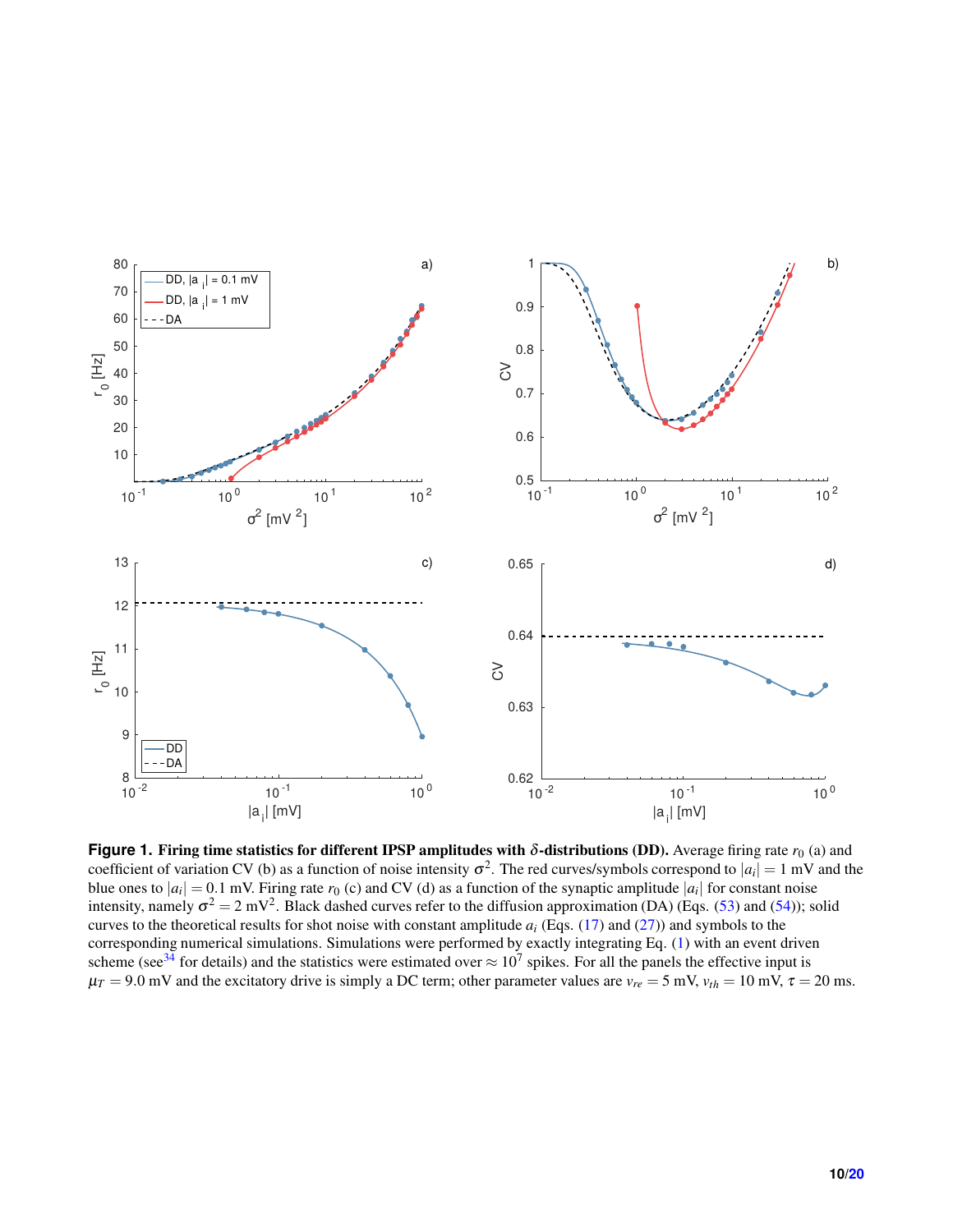a)

80
70
60
50
40
30
20
10

$r_0$ [Hz]

DD, $|a_i|$ = 0.1 mV
DD, $|a_i|$ = 1 mV
DA

$10^{-1}$ $10^{0}$ $10^{1}$ $10^{2}$

$\sigma^2$ [mV $^2$]

b)

1
0.9
0.8
0.7
0.6
0.5

CV

$10^{-1}$ $10^{0}$ $10^{1}$ $10^{2}$

$\sigma^2$ [mV $^2$]

c)

13
12
11
10
9
8

$r_0$ [Hz]

DD
DA

$10^{-2}$ $10^{-1}$ $10^{0}$

$|a_i|$ [mV]

d)

0.65
0.64
0.63
0.62

CV

$10^{-2}$ $10^{-1}$ $10^{0}$

$|a_i|$ [mV]

**Figure 1. Firing time statistics for different IPSP amplitudes with $\delta$-distributions (DD).** Average firing rate $r_0$ (a) and coefficient of variation CV (b) as a function of noise intensity $\sigma^2$. The red curves/symbols correspond to $|a_i| = 1$ mV and the blue ones to $|a_i| = 0.1$ mV. Firing rate $r_0$ (c) and CV (d) as a function of the synaptic amplitude $|a_i|$ for constant noise intensity, namely $\sigma^2 = 2$ mV$^2$. Black dashed curves refer to the diffusion approximation (DA) (Eqs. (53) and (54)); solid curves to the theoretical results for shot noise with constant amplitude $a_i$ (Eqs. (17) and (27)) and symbols to the corresponding numerical simulations. Simulations were performed by exactly integrating Eq. (1) with an event driven scheme (see[34] for details) and the statistics were estimated over $\approx 10^7$ spikes. For all the panels the effective input is $\mu_T = 9.0$ mV and the excitatory drive is simply a DC term; other parameter values are $v_{re} = 5$ mV, $v_{th} = 10$ mV, $\tau = 20$ ms.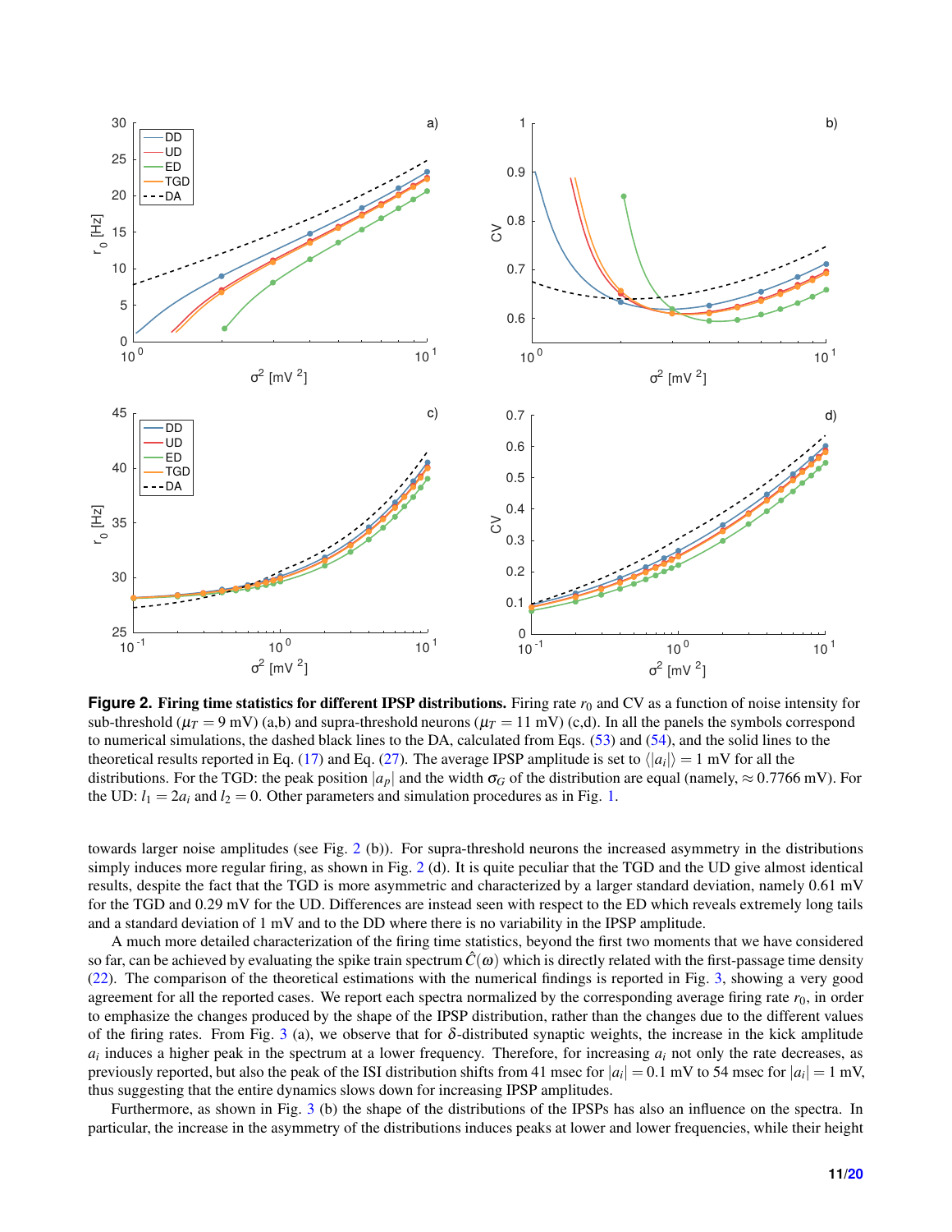a)

30
25
20
15
10
5
0

$r_0$ [Hz]

DD
UD
ED
TGD
DA

$10^0$ $10^1$

$\sigma^2$ [mV $^2$]

b)

1
0.9
0.8
0.7
0.6

CV

$10^0$ $10^1$

$\sigma^2$ [mV $^2$]

c)

45
40
35
30
25

$r_0$ [Hz]

DD
UD
ED
TGD
DA

$10^{-1}$ $10^0$ $10^1$

$\sigma^2$ [mV $^2$]

d)

0.7
0.6
0.5
0.4
0.3
0.2
0.1
0

CV

$10^{-1}$ $10^0$ $10^1$

$\sigma^2$ [mV $^2$]

**Figure 2. Firing time statistics for different IPSP distributions.** Firing rate $r_0$ and CV as a function of noise intensity for sub-threshold ($\mu_T = 9$ mV) (a,b) and supra-threshold neurons ($\mu_T = 11$ mV) (c,d). In all the panels the symbols correspond to numerical simulations, the dashed black lines to the DA, calculated from Eqs. (53) and (54), and the solid lines to the theoretical results reported in Eq. (17) and Eq. (27). The average IPSP amplitude is set to $\langle |a_i| \rangle = 1$ mV for all the distributions. For the TGD: the peak position $|a_p|$ and the width $\sigma_G$ of the distribution are equal (namely, $\approx 0.7766$ mV). For the UD: $l_1 = 2a_i$ and $l_2 = 0$. Other parameters and simulation procedures as in Fig. 1.

towards larger noise amplitudes (see Fig. 2 (b)). For supra-threshold neurons the increased asymmetry in the distributions simply induces more regular firing, as shown in Fig. 2 (d). It is quite peculiar that the TGD and the UD give almost identical results, despite the fact that the TGD is more asymmetric and characterized by a larger standard deviation, namely 0.61 mV for the TGD and 0.29 mV for the UD. Differences are instead seen with respect to the ED which reveals extremely long tails and a standard deviation of 1 mV and to the DD where there is no variability in the IPSP amplitude.

A much more detailed characterization of the firing time statistics, beyond the first two moments that we have considered so far, can be achieved by evaluating the spike train spectrum $\hat{C}(\omega)$ which is directly related with the first-passage time density (22). The comparison of the theoretical estimations with the numerical findings is reported in Fig. 3, showing a very good agreement for all the reported cases. We report each spectra normalized by the corresponding average firing rate $r_0$, in order to emphasize the changes produced by the shape of the IPSP distribution, rather than the changes due to the different values of the firing rates. From Fig. 3 (a), we observe that for $\delta$-distributed synaptic weights, the increase in the kick amplitude $a_i$ induces a higher peak in the spectrum at a lower frequency. Therefore, for increasing $a_i$ not only the rate decreases, as previously reported, but also the peak of the ISI distribution shifts from 41 msec for $|a_i| = 0.1$ mV to 54 msec for $|a_i| = 1$ mV, thus suggesting that the entire dynamics slows down for increasing IPSP amplitudes.

Furthermore, as shown in Fig. 3 (b) the shape of the distributions of the IPSPs has also an influence on the spectra. In particular, the increase in the asymmetry of the distributions induces peaks at lower and lower frequencies, while their height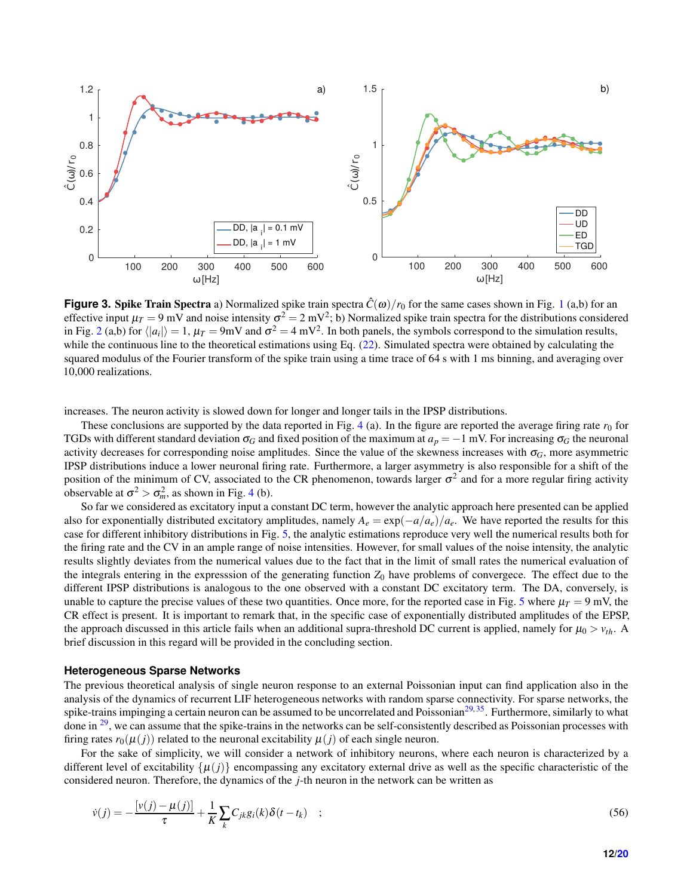**Figure 3. Spike Train Spectra** a) Normalized spike train spectra $\hat{C}(\omega)/r_0$ for the same cases shown in Fig. 1 (a,b) for an effective input $\mu_T = 9$ mV and noise intensity $\sigma^2 = 2$ mV$^2$; b) Normalized spike train spectra for the distributions considered in Fig. 2 (a,b) for $\langle |a_i| \rangle = 1$, $\mu_T = 9$mV and $\sigma^2 = 4$ mV$^2$. In both panels, the symbols correspond to the simulation results, while the continuous line to the theoretical estimations using Eq. (22). Simulated spectra were obtained by calculating the squared modulus of the Fourier transform of the spike train using a time trace of 64 s with 1 ms binning, and averaging over 10,000 realizations.

increases. The neuron activity is slowed down for longer and longer tails in the IPSP distributions.

These conclusions are supported by the data reported in Fig. 4 (a). In the figure are reported the average firing rate $r_0$ for TGDs with different standard deviation $\sigma_G$ and fixed position of the maximum at $a_p = -1$ mV. For increasing $\sigma_G$ the neuronal activity decreases for corresponding noise amplitudes. Since the value of the skewness increases with $\sigma_G$, more asymmetric IPSP distributions induce a lower neuronal firing rate. Furthermore, a larger asymmetry is also responsible for a shift of the position of the minimum of CV, associated to the CR phenomenon, towards larger $\sigma^2$ and for a more regular firing activity observable at $\sigma^2 > \sigma_m^2$, as shown in Fig. 4 (b).

So far we considered as excitatory input a constant DC term, however the analytic approach here presented can be applied also for exponentially distributed excitatory amplitudes, namely $A_e = \exp(-a/a_e)/a_e$. We have reported the results for this case for different inhibitory distributions in Fig. 5, the analytic estimations reproduce very well the numerical results both for the firing rate and the CV in an ample range of noise intensities. However, for small values of the noise intensity, the analytic results slightly deviates from the numerical values due to the fact that in the limit of small rates the numerical evaluation of the integrals entering in the expresssion of the generating function $Z_0$ have problems of convergece. The effect due to the different IPSP distributions is analogous to the one observed with a constant DC excitatory term. The DA, conversely, is unable to capture the precise values of these two quantities. Once more, for the reported case in Fig. 5 where $\mu_T = 9$ mV, the CR effect is present. It is important to remark that, in the specific case of exponentially distributed amplitudes of the EPSP, the approach discussed in this article fails when an additional supra-threshold DC current is applied, namely for $\mu_0 > v_{th}$. A brief discussion in this regard will be provided in the concluding section.

### Heterogeneous Sparse Networks

The previous theoretical analysis of single neuron response to an external Poissonian input can find application also in the analysis of the dynamics of recurrent LIF heterogeneous networks with random sparse connectivity. For sparse networks, the spike-trains impinging a certain neuron can be assumed to be uncorrelated and Poissonian[29,35]. Furthermore, similarly to what done in [29], we can assume that the spike-trains in the networks can be self-consistently described as Poissonian processes with firing rates $r_0(\mu(j))$ related to the neuronal excitability $\mu(j)$ of each single neuron.

For the sake of simplicity, we will consider a network of inhibitory neurons, where each neuron is characterized by a different level of excitability $\{\mu(j)\}$ encompassing any excitatory external drive as well as the specific characteristic of the considered neuron. Therefore, the dynamics of the $j$-th neuron in the network can be written as

$$\dot{v}(j) = -\frac{[v(j) - \mu(j)]}{\tau} + \frac{1}{K} \sum_k C_{jk} g_i(k) \delta(t - t_k) \quad ; \tag{56}$$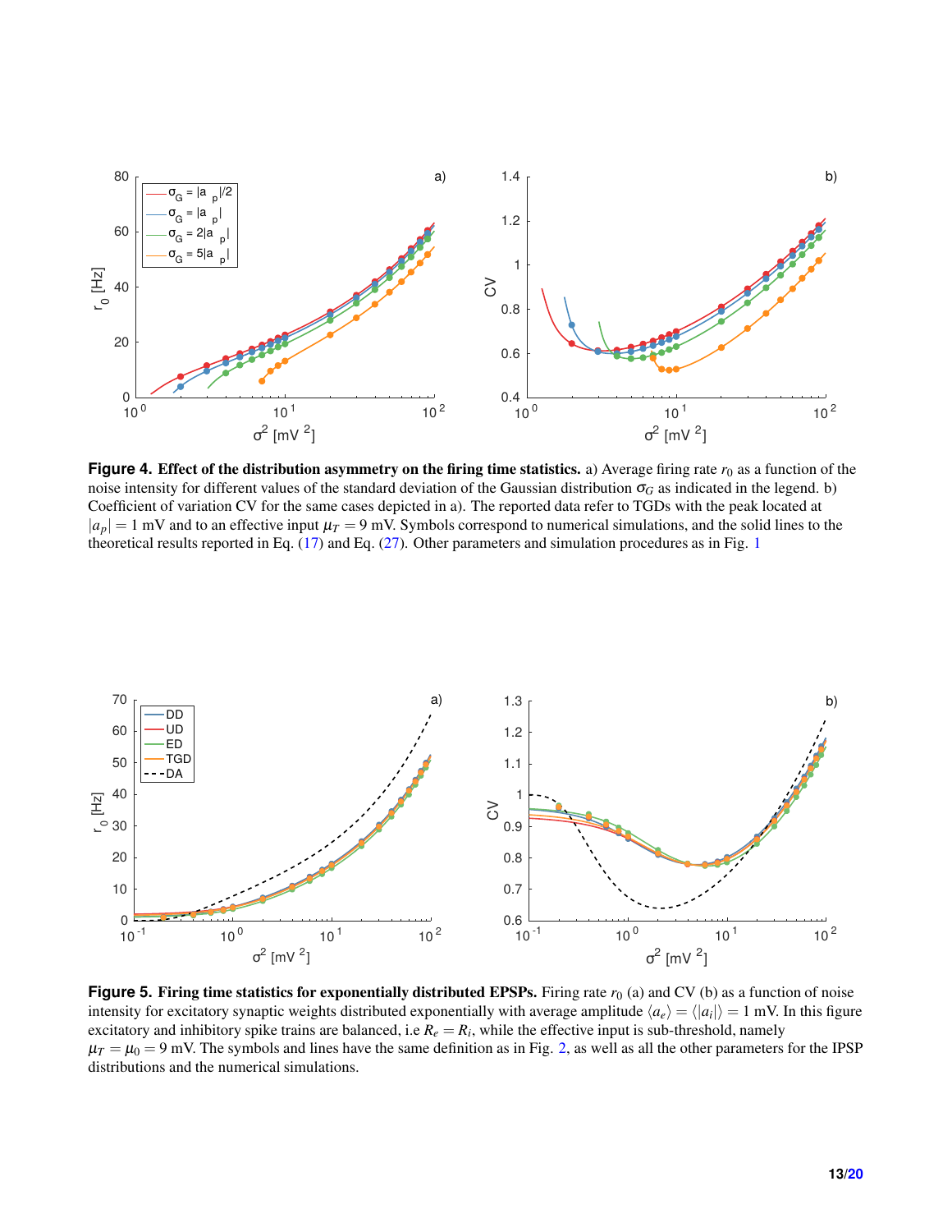**Figure 4. Effect of the distribution asymmetry on the firing time statistics.** a) Average firing rate $r_0$ as a function of the noise intensity for different values of the standard deviation of the Gaussian distribution $\sigma_G$ as indicated in the legend. b) Coefficient of variation CV for the same cases depicted in a). The reported data refer to TGDs with the peak located at $|a_p| = 1$ mV and to an effective input $\mu_T = 9$ mV. Symbols correspond to numerical simulations, and the solid lines to the theoretical results reported in Eq. (17) and Eq. (27). Other parameters and simulation procedures as in Fig. 1

**Figure 5. Firing time statistics for exponentially distributed EPSPs.** Firing rate $r_0$ (a) and CV (b) as a function of noise intensity for excitatory synaptic weights distributed exponentially with average amplitude $\langle a_e \rangle = \langle |a_i| \rangle = 1$ mV. In this figure excitatory and inhibitory spike trains are balanced, i.e $R_e = R_i$, while the effective input is sub-threshold, namely $\mu_T = \mu_0 = 9$ mV. The symbols and lines have the same definition as in Fig. 2, as well as all the other parameters for the IPSP distributions and the numerical simulations.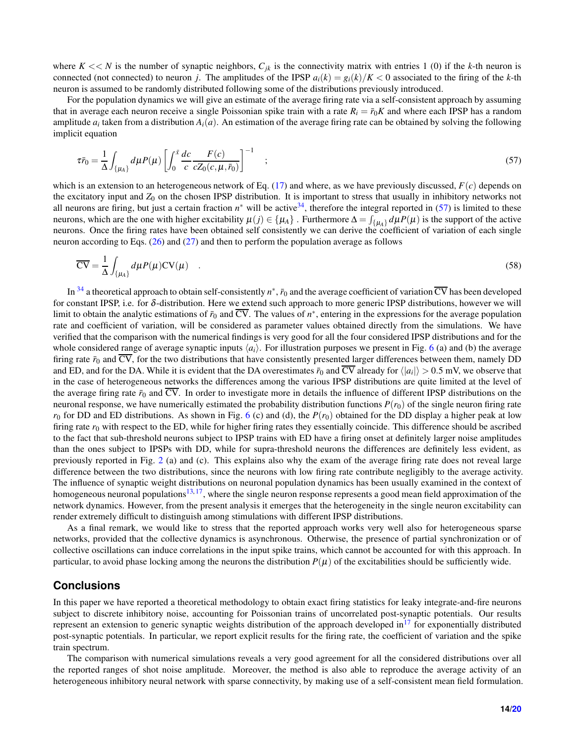where $K << N$ is the number of synaptic neighbors, $C_{jk}$ is the connectivity matrix with entries 1 (0) if the $k$-th neuron is connected (not connected) to neuron $j$. The amplitudes of the IPSP $a_i(k) = g_i(k)/K < 0$ associated to the firing of the $k$-th neuron is assumed to be randomly distributed following some of the distributions previously introduced.

For the population dynamics we will give an estimate of the average firing rate via a self-consistent approach by assuming that in average each neuron receive a single Poissonian spike train with a rate $R_i = \bar{r}_0 K$ and where each IPSP has a random amplitude $a_i$ taken from a distribution $A_i(a)$. An estimation of the average firing rate can be obtained by solving the following implicit equation

$$\tau \bar{r}_0 = \frac{1}{\Delta} \int_{\{\mu_A\}} d\mu P(\mu) \left[ \int_0^{\bar{x}} \frac{dc}{c} \frac{F(c)}{c Z_0(c, \mu, \bar{r}_0)} \right]^{-1} \quad ; \tag{57}$$

which is an extension to an heterogeneous network of Eq. (17) and where, as we have previously discussed, $F(c)$ depends on the excitatory input and $Z_0$ on the chosen IPSP distribution. It is important to stress that usually in inhibitory networks not all neurons are firing, but just a certain fraction $n^*$ will be active[34], therefore the integral reported in (57) is limited to these neurons, which are the one with higher excitability $\mu(j) \in \{\mu_A\}$ . Furthermore $\Delta = \int_{\{\mu_A\}} d\mu P(\mu)$ is the support of the active neurons. Once the firing rates have been obtained self consistently we can derive the coefficient of variation of each single neuron according to Eqs. (26) and (27) and then to perform the population average as follows

$$\overline{\mathrm{CV}} = \frac{1}{\Delta} \int_{\{\mu_A\}} d\mu P(\mu) \mathrm{CV}(\mu) \quad . \tag{58}$$

In [34] a theoretical approach to obtain self-consistently $n^*$, $\bar{r}_0$ and the average coefficient of variation $\overline{\mathrm{CV}}$ has been developed for constant IPSP, i.e. for $\delta$-distribution. Here we extend such approach to more generic IPSP distributions, however we will limit to obtain the analytic estimations of $\bar{r}_0$ and $\overline{\mathrm{CV}}$. The values of $n^*$, entering in the expressions for the average population rate and coefficient of variation, will be considered as parameter values obtained directly from the simulations. We have verified that the comparison with the numerical findings is very good for all the four considered IPSP distributions and for the whole considered range of average synaptic inputs $\langle a_i \rangle$. For illustration purposes we present in Fig. 6 (a) and (b) the average firing rate $\bar{r}_0$ and $\overline{\mathrm{CV}}$, for the two distributions that have consistently presented larger differences between them, namely DD and ED, and for the DA. While it is evident that the DA overestimates $\bar{r}_0$ and $\overline{\mathrm{CV}}$ already for $\langle |a_i| \rangle > 0.5$ mV, we observe that in the case of heterogeneous networks the differences among the various IPSP distributions are quite limited at the level of the average firing rate $\bar{r}_0$ and $\overline{\mathrm{CV}}$. In order to investigate more in details the influence of different IPSP distributions on the neuronal response, we have numerically estimated the probability distribution functions $P(r_0)$ of the single neuron firing rate $r_0$ for DD and ED distributions. As shown in Fig. 6 (c) and (d), the $P(r_0)$ obtained for the DD display a higher peak at low firing rate $r_0$ with respect to the ED, while for higher firing rates they essentially coincide. This difference should be ascribed to the fact that sub-threshold neurons subject to IPSP trains with ED have a firing onset at definitely larger noise amplitudes than the ones subject to IPSPs with DD, while for supra-threshold neurons the differences are definitely less evident, as previously reported in Fig. 2 (a) and (c). This explains also why the exam of the average firing rate does not reveal large difference between the two distributions, since the neurons with low firing rate contribute negligibly to the average activity. The influence of synaptic weight distributions on neuronal population dynamics has been usually examined in the context of homogeneous neuronal populations[13,17], where the single neuron response represents a good mean field approximation of the network dynamics. However, from the present analysis it emerges that the heterogeneity in the single neuron excitability can render extremely difficult to distinguish among stimulations with different IPSP distributions.

As a final remark, we would like to stress that the reported approach works very well also for heterogeneous sparse networks, provided that the collective dynamics is asynchronous. Otherwise, the presence of partial synchronization or of collective oscillations can induce correlations in the input spike trains, which cannot be accounted for with this approach. In particular, to avoid phase locking among the neurons the distribution $P(\mu)$ of the excitabilities should be sufficiently wide.

## Conclusions

In this paper we have reported a theoretical methodology to obtain exact firing statistics for leaky integrate-and-fire neurons subject to discrete inhibitory noise, accounting for Poissonian trains of uncorrelated post-synaptic potentials. Our results represent an extension to generic synaptic weights distribution of the approach developed in[17] for exponentially distributed post-synaptic potentials. In particular, we report explicit results for the firing rate, the coefficient of variation and the spike train spectrum.

The comparison with numerical simulations reveals a very good agreement for all the considered distributions over all the reported ranges of shot noise amplitude. Moreover, the method is also able to reproduce the average activity of an heterogeneous inhibitory neural network with sparse connectivity, by making use of a self-consistent mean field formulation.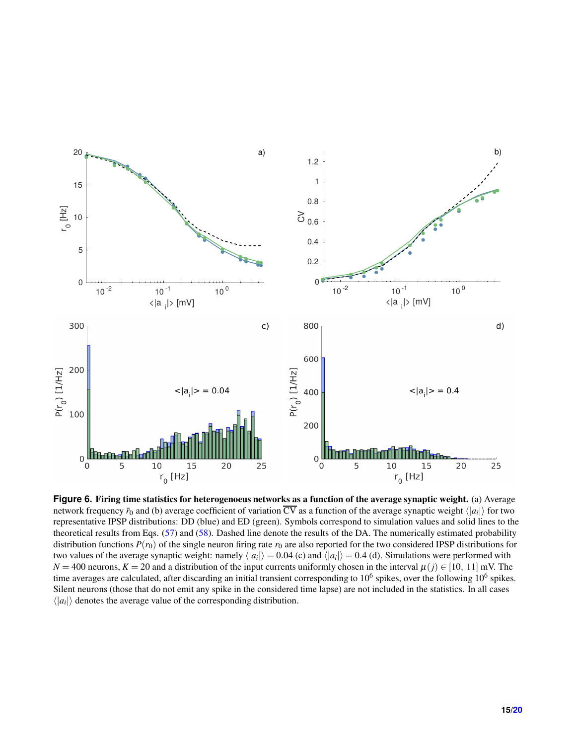a)

20
15
10
5
0

$r_0$ [Hz]

$10^{-2}$ $10^{-1}$ $10^{0}$

$<|a_i|>$ [mV]

b)

1.2
1
0.8
0.6
0.4
0.2
0

CV

$10^{-2}$ $10^{-1}$ $10^{0}$

$<|a_i|>$ [mV]

c)

300
200
100
0

$P(r_0)$ [1/Hz]

$<|a_i|> = 0.04$

0 5 10 15 20 25

$r_0$ [Hz]

d)

800
600
400
200
0

$P(r_0)$ [1/Hz]

$<|a_i|> = 0.4$

0 5 10 15 20 25

$r_0$ [Hz]

**Figure 6. Firing time statistics for heterogenoeus networks as a function of the average synaptic weight.** (a) Average network frequency $\bar{r}_0$ and (b) average coefficient of variation $\overline{\text{CV}}$ as a function of the average synaptic weight $\langle |a_i| \rangle$ for two representative IPSP distributions: DD (blue) and ED (green). Symbols correspond to simulation values and solid lines to the theoretical results from Eqs. (57) and (58). Dashed line denote the results of the DA. The numerically estimated probability distribution functions $P(r_0)$ of the single neuron firing rate $r_0$ are also reported for the two considered IPSP distributions for two values of the average synaptic weight: namely $\langle |a_i| \rangle = 0.04$ (c) and $\langle |a_i| \rangle = 0.4$ (d). Simulations were performed with $N = 400$ neurons, $K = 20$ and a distribution of the input currents uniformly chosen in the interval $\mu(j) \in [10,\ 11]$ mV. The time averages are calculated, after discarding an initial transient corresponding to $10^6$ spikes, over the following $10^6$ spikes. Silent neurons (those that do not emit any spike in the considered time lapse) are not included in the statistics. In all cases $\langle |a_i| \rangle$ denotes the average value of the corresponding distribution.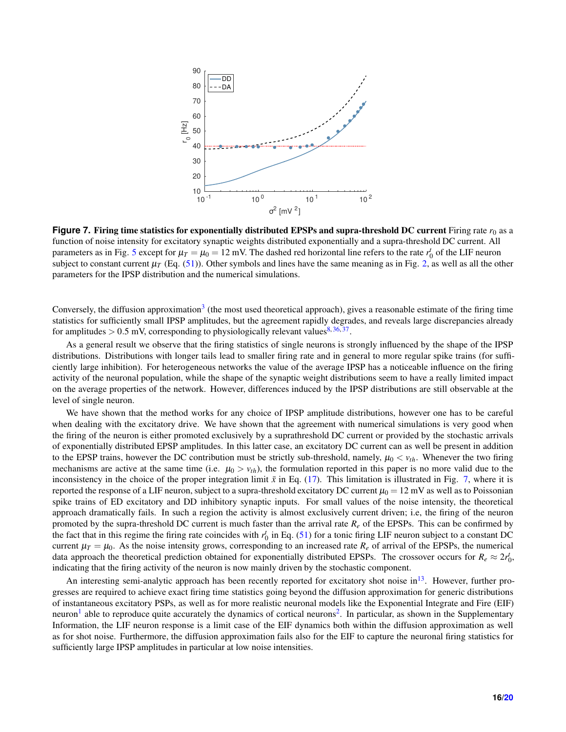90
80
70
60
50
40
30
20
10

DD
DA

$r_0$ [Hz]

$10^{-1}$ $10^{0}$ $10^{1}$ $10^{2}$

$\sigma^2$ [mV $^2$]

**Figure 7. Firing time statistics for exponentially distributed EPSPs and supra-threshold DC current** Firing rate $r_0$ as a function of noise intensity for excitatory synaptic weights distributed exponentially and a supra-threshold DC current. All parameters as in Fig. 5 except for $\mu_T = \mu_0 = 12$ mV. The dashed red horizontal line refers to the rate $r_0^l$ of the LIF neuron subject to constant current $\mu_T$ (Eq. (51)). Other symbols and lines have the same meaning as in Fig. 2, as well as all the other parameters for the IPSP distribution and the numerical simulations.

Conversely, the diffusion approximation[3] (the most used theoretical approach), gives a reasonable estimate of the firing time statistics for sufficiently small IPSP amplitudes, but the agreement rapidly degrades, and reveals large discrepancies already for amplitudes $> 0.5$ mV, corresponding to physiologically relevant values[8,36,37].

As a general result we observe that the firing statistics of single neurons is strongly influenced by the shape of the IPSP distributions. Distributions with longer tails lead to smaller firing rate and in general to more regular spike trains (for sufficiently large inhibition). For heterogeneous networks the value of the average IPSP has a noticeable influence on the firing activity of the neuronal population, while the shape of the synaptic weight distributions seem to have a really limited impact on the average properties of the network. However, differences induced by the IPSP distributions are still observable at the level of single neuron.

We have shown that the method works for any choice of IPSP amplitude distributions, however one has to be careful when dealing with the excitatory drive. We have shown that the agreement with numerical simulations is very good when the firing of the neuron is either promoted exclusively by a suprathreshold DC current or provided by the stochastic arrivals of exponentially distributed EPSP amplitudes. In this latter case, an excitatory DC current can as well be present in addition to the EPSP trains, however the DC contribution must be strictly sub-threshold, namely, $\mu_0 < v_{th}$. Whenever the two firing mechanisms are active at the same time (i.e. $\mu_0 > v_{th}$), the formulation reported in this paper is no more valid due to the inconsistency in the choice of the proper integration limit $\bar{x}$ in Eq. (17). This limitation is illustrated in Fig. 7, where it is reported the response of a LIF neuron, subject to a supra-threshold excitatory DC current $\mu_0 = 12$ mV as well as to Poissonian spike trains of ED excitatory and DD inhibitory synaptic inputs. For small values of the noise intensity, the theoretical approach dramatically fails. In such a region the activity is almost exclusively current driven; i.e, the firing of the neuron promoted by the supra-threshold DC current is much faster than the arrival rate $R_e$ of the EPSPs. This can be confirmed by the fact that in this regime the firing rate coincides with $r_0^l$ in Eq. (51) for a tonic firing LIF neuron subject to a constant DC current $\mu_T = \mu_0$. As the noise intensity grows, corresponding to an increased rate $R_e$ of arrival of the EPSPs, the numerical data approach the theoretical prediction obtained for exponentially distributed EPSPs. The crossover occurs for $R_e \approx 2r_0^l$, indicating that the firing activity of the neuron is now mainly driven by the stochastic component.

An interesting semi-analytic approach has been recently reported for excitatory shot noise in[13]. However, further progresses are required to achieve exact firing time statistics going beyond the diffusion approximation for generic distributions of instantaneous excitatory PSPs, as well as for more realistic neuronal models like the Exponential Integrate and Fire (EIF) neuron[1] able to reproduce quite accurately the dynamics of cortical neurons[2]. In particular, as shown in the Supplementary Information, the LIF neuron response is a limit case of the EIF dynamics both within the diffusion approximation as well as for shot noise. Furthermore, the diffusion approximation fails also for the EIF to capture the neuronal firing statistics for sufficiently large IPSP amplitudes in particular at low noise intensities.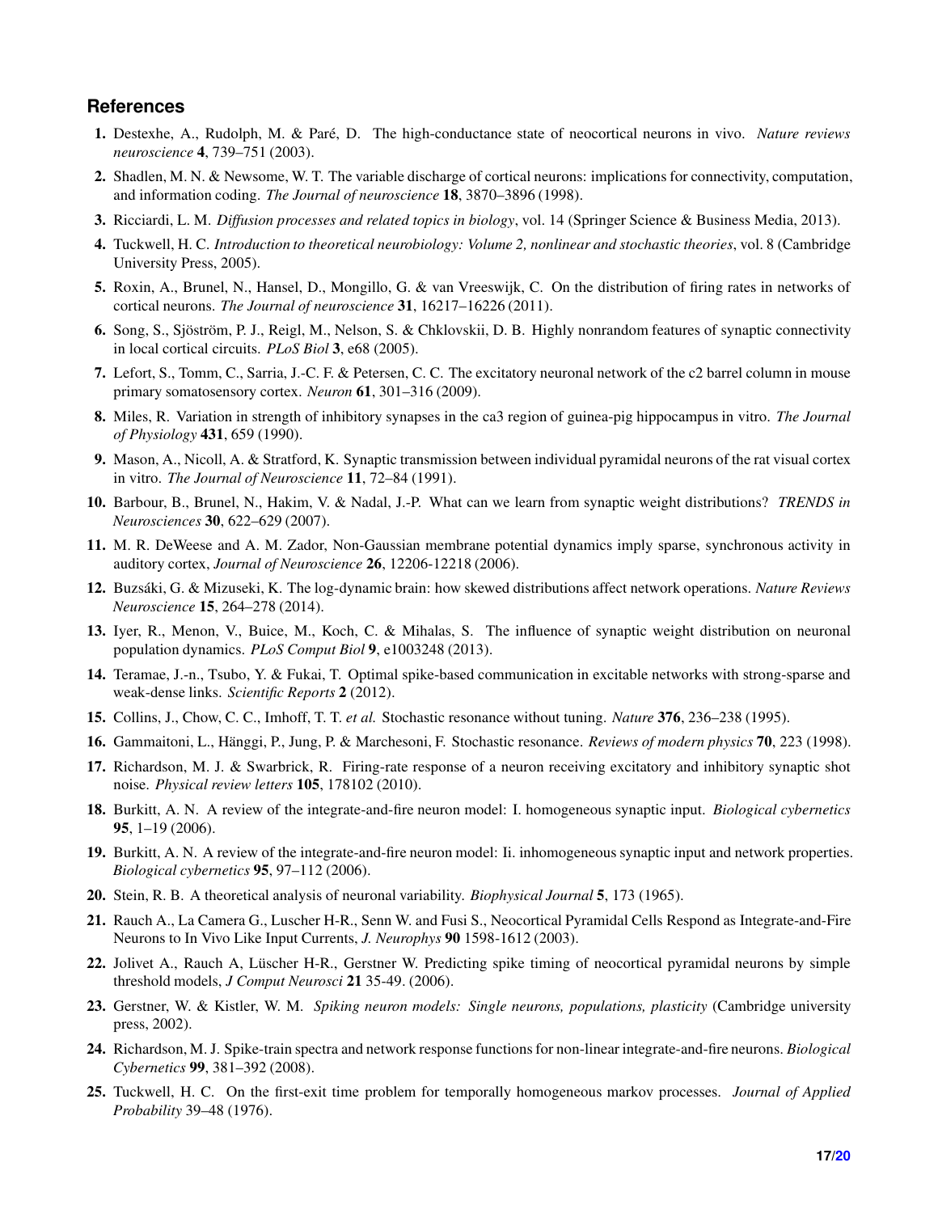## References

1. Destexhe, A., Rudolph, M. & Paré, D. The high-conductance state of neocortical neurons in vivo. *Nature reviews neuroscience* **4**, 739–751 (2003).
2. Shadlen, M. N. & Newsome, W. T. The variable discharge of cortical neurons: implications for connectivity, computation, and information coding. *The Journal of neuroscience* **18**, 3870–3896 (1998).
3. Ricciardi, L. M. *Diffusion processes and related topics in biology*, vol. 14 (Springer Science & Business Media, 2013).
4. Tuckwell, H. C. *Introduction to theoretical neurobiology: Volume 2, nonlinear and stochastic theories*, vol. 8 (Cambridge University Press, 2005).
5. Roxin, A., Brunel, N., Hansel, D., Mongillo, G. & van Vreeswijk, C. On the distribution of firing rates in networks of cortical neurons. *The Journal of neuroscience* **31**, 16217–16226 (2011).
6. Song, S., Sjöström, P. J., Reigl, M., Nelson, S. & Chklovskii, D. B. Highly nonrandom features of synaptic connectivity in local cortical circuits. *PLoS Biol* **3**, e68 (2005).
7. Lefort, S., Tomm, C., Sarria, J.-C. F. & Petersen, C. C. The excitatory neuronal network of the c2 barrel column in mouse primary somatosensory cortex. *Neuron* **61**, 301–316 (2009).
8. Miles, R. Variation in strength of inhibitory synapses in the ca3 region of guinea-pig hippocampus in vitro. *The Journal of Physiology* **431**, 659 (1990).
9. Mason, A., Nicoll, A. & Stratford, K. Synaptic transmission between individual pyramidal neurons of the rat visual cortex in vitro. *The Journal of Neuroscience* **11**, 72–84 (1991).
10. Barbour, B., Brunel, N., Hakim, V. & Nadal, J.-P. What can we learn from synaptic weight distributions? *TRENDS in Neurosciences* **30**, 622–629 (2007).
11. M. R. DeWeese and A. M. Zador, Non-Gaussian membrane potential dynamics imply sparse, synchronous activity in auditory cortex, *Journal of Neuroscience* **26**, 12206-12218 (2006).
12. Buzsáki, G. & Mizuseki, K. The log-dynamic brain: how skewed distributions affect network operations. *Nature Reviews Neuroscience* **15**, 264–278 (2014).
13. Iyer, R., Menon, V., Buice, M., Koch, C. & Mihalas, S. The influence of synaptic weight distribution on neuronal population dynamics. *PLoS Comput Biol* **9**, e1003248 (2013).
14. Teramae, J.-n., Tsubo, Y. & Fukai, T. Optimal spike-based communication in excitable networks with strong-sparse and weak-dense links. *Scientific Reports* **2** (2012).
15. Collins, J., Chow, C. C., Imhoff, T. T. *et al.* Stochastic resonance without tuning. *Nature* **376**, 236–238 (1995).
16. Gammaitoni, L., Hänggi, P., Jung, P. & Marchesoni, F. Stochastic resonance. *Reviews of modern physics* **70**, 223 (1998).
17. Richardson, M. J. & Swarbrick, R. Firing-rate response of a neuron receiving excitatory and inhibitory synaptic shot noise. *Physical review letters* **105**, 178102 (2010).
18. Burkitt, A. N. A review of the integrate-and-fire neuron model: I. homogeneous synaptic input. *Biological cybernetics* **95**, 1–19 (2006).
19. Burkitt, A. N. A review of the integrate-and-fire neuron model: Ii. inhomogeneous synaptic input and network properties. *Biological cybernetics* **95**, 97–112 (2006).
20. Stein, R. B. A theoretical analysis of neuronal variability. *Biophysical Journal* **5**, 173 (1965).
21. Rauch A., La Camera G., Luscher H-R., Senn W. and Fusi S., Neocortical Pyramidal Cells Respond as Integrate-and-Fire Neurons to In Vivo Like Input Currents, *J. Neurophys* **90** 1598-1612 (2003).
22. Jolivet A., Rauch A, Lüscher H-R., Gerstner W. Predicting spike timing of neocortical pyramidal neurons by simple threshold models, *J Comput Neurosci* **21** 35-49. (2006).
23. Gerstner, W. & Kistler, W. M. *Spiking neuron models: Single neurons, populations, plasticity* (Cambridge university press, 2002).
24. Richardson, M. J. Spike-train spectra and network response functions for non-linear integrate-and-fire neurons. *Biological Cybernetics* **99**, 381–392 (2008).
25. Tuckwell, H. C. On the first-exit time problem for temporally homogeneous markov processes. *Journal of Applied Probability* 39–48 (1976).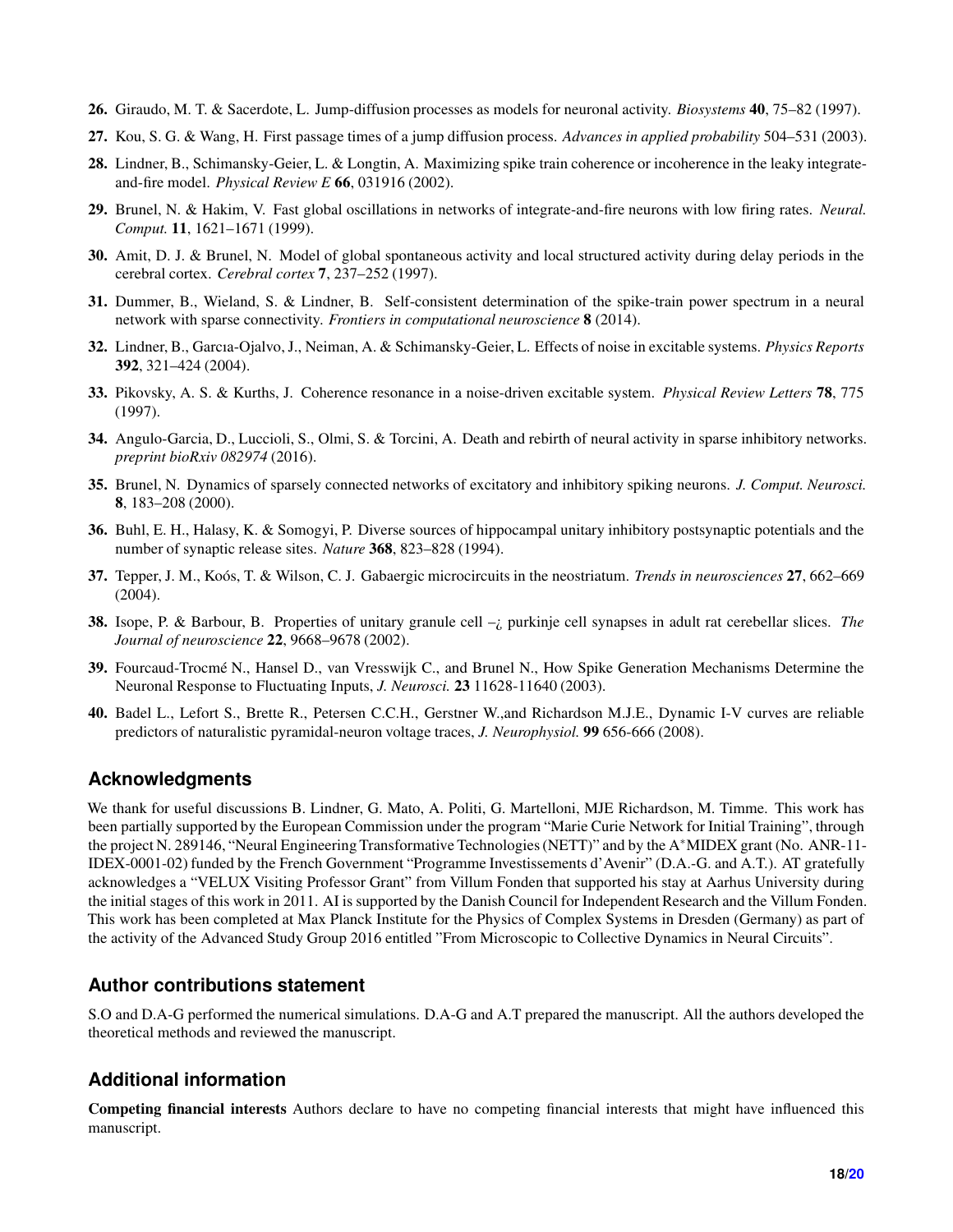**26.** Giraudo, M. T. & Sacerdote, L. Jump-diffusion processes as models for neuronal activity. *Biosystems* **40**, 75–82 (1997).

**27.** Kou, S. G. & Wang, H. First passage times of a jump diffusion process. *Advances in applied probability* 504–531 (2003).

**28.** Lindner, B., Schimansky-Geier, L. & Longtin, A. Maximizing spike train coherence or incoherence in the leaky integrate-and-fire model. *Physical Review E* **66**, 031916 (2002).

**29.** Brunel, N. & Hakim, V. Fast global oscillations in networks of integrate-and-fire neurons with low firing rates. *Neural. Comput.* **11**, 1621–1671 (1999).

**30.** Amit, D. J. & Brunel, N. Model of global spontaneous activity and local structured activity during delay periods in the cerebral cortex. *Cerebral cortex* **7**, 237–252 (1997).

**31.** Dummer, B., Wieland, S. & Lindner, B. Self-consistent determination of the spike-train power spectrum in a neural network with sparse connectivity. *Frontiers in computational neuroscience* **8** (2014).

**32.** Lindner, B., Garcıa-Ojalvo, J., Neiman, A. & Schimansky-Geier, L. Effects of noise in excitable systems. *Physics Reports* **392**, 321–424 (2004).

**33.** Pikovsky, A. S. & Kurths, J. Coherence resonance in a noise-driven excitable system. *Physical Review Letters* **78**, 775 (1997).

**34.** Angulo-Garcia, D., Luccioli, S., Olmi, S. & Torcini, A. Death and rebirth of neural activity in sparse inhibitory networks. *preprint bioRxiv 082974* (2016).

**35.** Brunel, N. Dynamics of sparsely connected networks of excitatory and inhibitory spiking neurons. *J. Comput. Neurosci.* **8**, 183–208 (2000).

**36.** Buhl, E. H., Halasy, K. & Somogyi, P. Diverse sources of hippocampal unitary inhibitory postsynaptic potentials and the number of synaptic release sites. *Nature* **368**, 823–828 (1994).

**37.** Tepper, J. M., Koós, T. & Wilson, C. J. Gabaergic microcircuits in the neostriatum. *Trends in neurosciences* **27**, 662–669 (2004).

**38.** Isope, P. & Barbour, B. Properties of unitary granule cell –¿ purkinje cell synapses in adult rat cerebellar slices. *The Journal of neuroscience* **22**, 9668–9678 (2002).

**39.** Fourcaud-Trocmé N., Hansel D., van Vresswijk C., and Brunel N., How Spike Generation Mechanisms Determine the Neuronal Response to Fluctuating Inputs, *J. Neurosci.* **23** 11628-11640 (2003).

**40.** Badel L., Lefort S., Brette R., Petersen C.C.H., Gerstner W.,and Richardson M.J.E., Dynamic I-V curves are reliable predictors of naturalistic pyramidal-neuron voltage traces, *J. Neurophysiol.* **99** 656-666 (2008).

## Acknowledgments

We thank for useful discussions B. Lindner, G. Mato, A. Politi, G. Martelloni, MJE Richardson, M. Timme. This work has been partially supported by the European Commission under the program "Marie Curie Network for Initial Training", through the project N. 289146, "Neural Engineering Transformative Technologies (NETT)" and by the A*MIDEX grant (No. ANR-11-IDEX-0001-02) funded by the French Government "Programme Investissements d'Avenir" (D.A.-G. and A.T.). AT gratefully acknowledges a "VELUX Visiting Professor Grant" from Villum Fonden that supported his stay at Aarhus University during the initial stages of this work in 2011. AI is supported by the Danish Council for Independent Research and the Villum Fonden. This work has been completed at Max Planck Institute for the Physics of Complex Systems in Dresden (Germany) as part of the activity of the Advanced Study Group 2016 entitled "From Microscopic to Collective Dynamics in Neural Circuits".

## Author contributions statement

S.O and D.A-G performed the numerical simulations. D.A-G and A.T prepared the manuscript. All the authors developed the theoretical methods and reviewed the manuscript.

## Additional information

**Competing financial interests** Authors declare to have no competing financial interests that might have influenced this manuscript.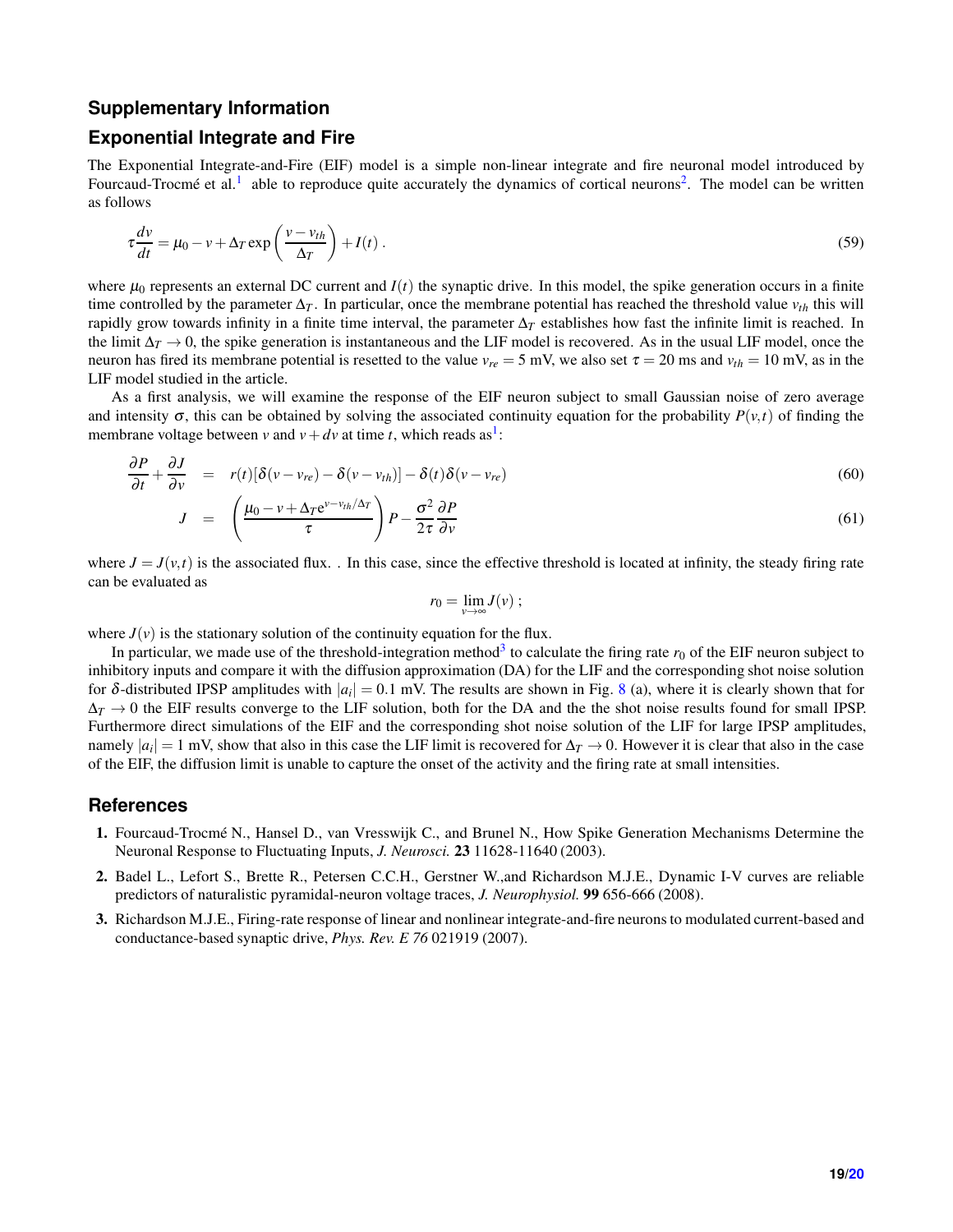## Supplementary Information

### Exponential Integrate and Fire

The Exponential Integrate-and-Fire (EIF) model is a simple non-linear integrate and fire neuronal model introduced by Fourcaud-Trocmé et al.[1] able to reproduce quite accurately the dynamics of cortical neurons[2]. The model can be written as follows

$$\tau \frac{dv}{dt} = \mu_0 - v + \Delta_T \exp\left(\frac{v - v_{th}}{\Delta_T}\right) + I(t)\,. \tag{59}$$

where $\mu_0$ represents an external DC current and $I(t)$ the synaptic drive. In this model, the spike generation occurs in a finite time controlled by the parameter $\Delta_T$. In particular, once the membrane potential has reached the threshold value $v_{th}$ this will rapidly grow towards infinity in a finite time interval, the parameter $\Delta_T$ establishes how fast the infinite limit is reached. In the limit $\Delta_T \to 0$, the spike generation is instantaneous and the LIF model is recovered. As in the usual LIF model, once the neuron has fired its membrane potential is resetted to the value $v_{re} = 5$ mV, we also set $\tau = 20$ ms and $v_{th} = 10$ mV, as in the LIF model studied in the article.

As a first analysis, we will examine the response of the EIF neuron subject to small Gaussian noise of zero average and intensity $\sigma$, this can be obtained by solving the associated continuity equation for the probability $P(v,t)$ of finding the membrane voltage between $v$ and $v + dv$ at time $t$, which reads as[1]:

$$\frac{\partial P}{\partial t} + \frac{\partial J}{\partial v} = r(t)[\delta(v - v_{re}) - \delta(v - v_{th})] - \delta(t)\delta(v - v_{re}) \tag{60}$$

$$J = \left(\frac{\mu_0 - v + \Delta_T e^{v - v_{th}/\Delta_T}}{\tau}\right) P - \frac{\sigma^2}{2\tau}\frac{\partial P}{\partial v} \tag{61}$$

where $J = J(v,t)$ is the associated flux. . In this case, since the effective threshold is located at infinity, the steady firing rate can be evaluated as

$$r_0 = \lim_{v \to \infty} J(v)\,;$$

where $J(v)$ is the stationary solution of the continuity equation for the flux.

In particular, we made use of the threshold-integration method[3] to calculate the firing rate $r_0$ of the EIF neuron subject to inhibitory inputs and compare it with the diffusion approximation (DA) for the LIF and the corresponding shot noise solution for $\delta$-distributed IPSP amplitudes with $|a_i| = 0.1$ mV. The results are shown in Fig. 8 (a), where it is clearly shown that for $\Delta_T \to 0$ the EIF results converge to the LIF solution, both for the DA and the the shot noise results found for small IPSP. Furthermore direct simulations of the EIF and the corresponding shot noise solution of the LIF for large IPSP amplitudes, namely $|a_i| = 1$ mV, show that also in this case the LIF limit is recovered for $\Delta_T \to 0$. However it is clear that also in the case of the EIF, the diffusion limit is unable to capture the onset of the activity and the firing rate at small intensities.

## References

1. Fourcaud-Trocmé N., Hansel D., van Vresswijk C., and Brunel N., How Spike Generation Mechanisms Determine the Neuronal Response to Fluctuating Inputs, *J. Neurosci.* **23** 11628-11640 (2003).
2. Badel L., Lefort S., Brette R., Petersen C.C.H., Gerstner W.,and Richardson M.J.E., Dynamic I-V curves are reliable predictors of naturalistic pyramidal-neuron voltage traces, *J. Neurophysiol.* **99** 656-666 (2008).
3. Richardson M.J.E., Firing-rate response of linear and nonlinear integrate-and-fire neurons to modulated current-based and conductance-based synaptic drive, *Phys. Rev. E 76* 021919 (2007).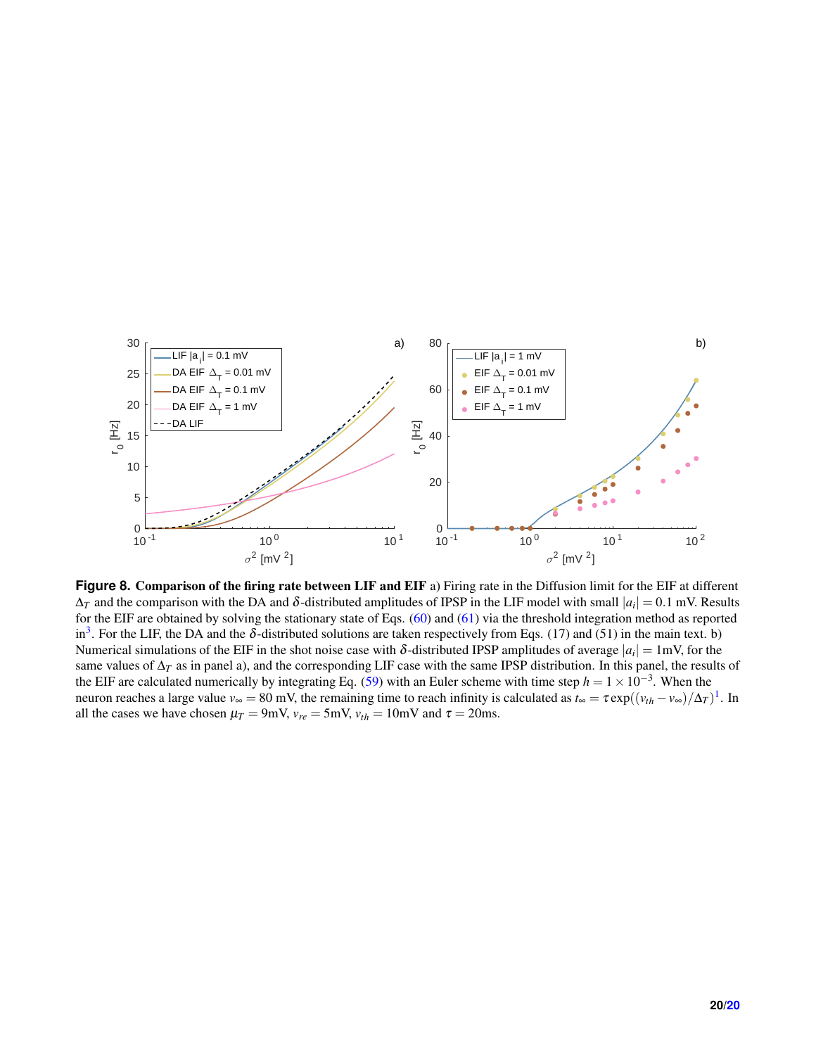a)

30
25
20
15
10
5
0

$r_0$ [Hz]

LIF $|a_i|$ = 0.1 mV
DA EIF $\Delta_T$ = 0.01 mV
DA EIF $\Delta_T$ = 0.1 mV
DA EIF $\Delta_T$ = 1 mV
DA LIF

$10^{-1}$ $10^{0}$ $10^{1}$

$\sigma^2$ [mV $^2$]

b)

80
60
40
20
0

$r_0$ [Hz]

LIF $|a_i|$ = 1 mV
EIF $\Delta_T$ = 0.01 mV
EIF $\Delta_T$ = 0.1 mV
EIF $\Delta_T$ = 1 mV

$10^{-1}$ $10^{0}$ $10^{1}$ $10^{2}$

$\sigma^2$ [mV $^2$]

**Figure 8. Comparison of the firing rate between LIF and EIF** a) Firing rate in the Diffusion limit for the EIF at different $\Delta_T$ and the comparison with the DA and $\delta$-distributed amplitudes of IPSP in the LIF model with small $|a_i| = 0.1$ mV. Results for the EIF are obtained by solving the stationary state of Eqs. (60) and (61) via the threshold integration method as reported in[3]. For the LIF, the DA and the $\delta$-distributed solutions are taken respectively from Eqs. (17) and (51) in the main text. b) Numerical simulations of the EIF in the shot noise case with $\delta$-distributed IPSP amplitudes of average $|a_i| = 1$mV, for the same values of $\Delta_T$ as in panel a), and the corresponding LIF case with the same IPSP distribution. In this panel, the results of the EIF are calculated numerically by integrating Eq. (59) with an Euler scheme with time step $h = 1 \times 10^{-3}$. When the neuron reaches a large value $v_\infty = 80$ mV, the remaining time to reach infinity is calculated as $t_\infty = \tau \exp((v_{th} - v_\infty)/\Delta_T)$[1]. In all the cases we have chosen $\mu_T = 9$mV, $v_{re} = 5$mV, $v_{th} = 10$mV and $\tau = 20$ms.